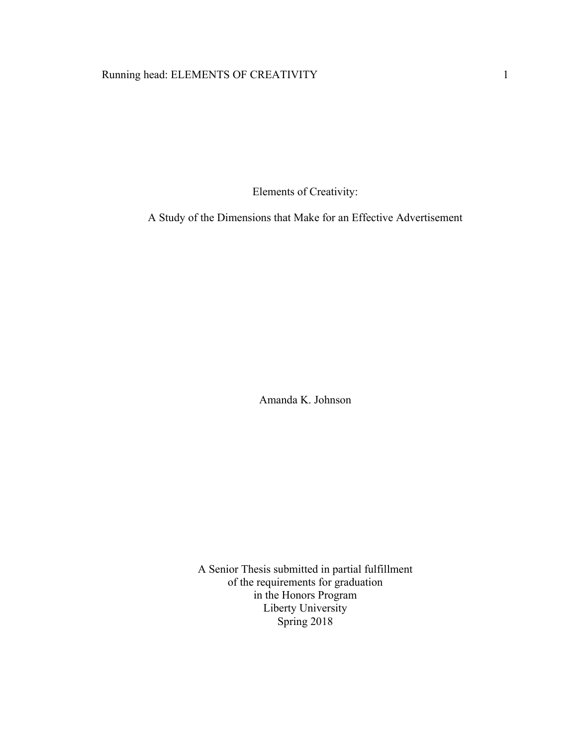# Elements of Creativity:

## A Study of the Dimensions that Make for an Effective Advertisement

Amanda K. Johnson

A Senior Thesis submitted in partial fulfillment
of the requirements for graduation
in the Honors Program
Liberty University
Spring 2018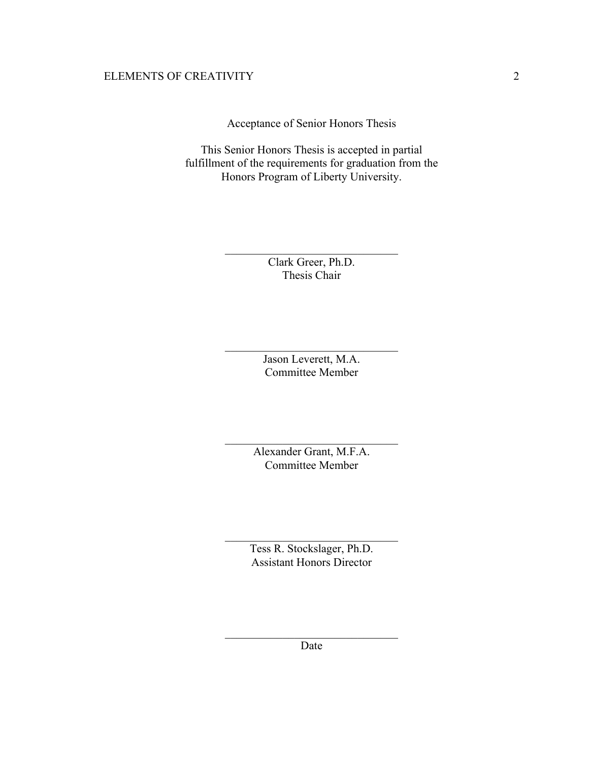Acceptance of Senior Honors Thesis

This Senior Honors Thesis is accepted in partial fulfillment of the requirements for graduation from the Honors Program of Liberty University.

______________________________
Clark Greer, Ph.D.
Thesis Chair

______________________________
Jason Leverett, M.A.
Committee Member

______________________________
Alexander Grant, M.F.A.
Committee Member

______________________________
Tess R. Stockslager, Ph.D.
Assistant Honors Director

______________________________
Date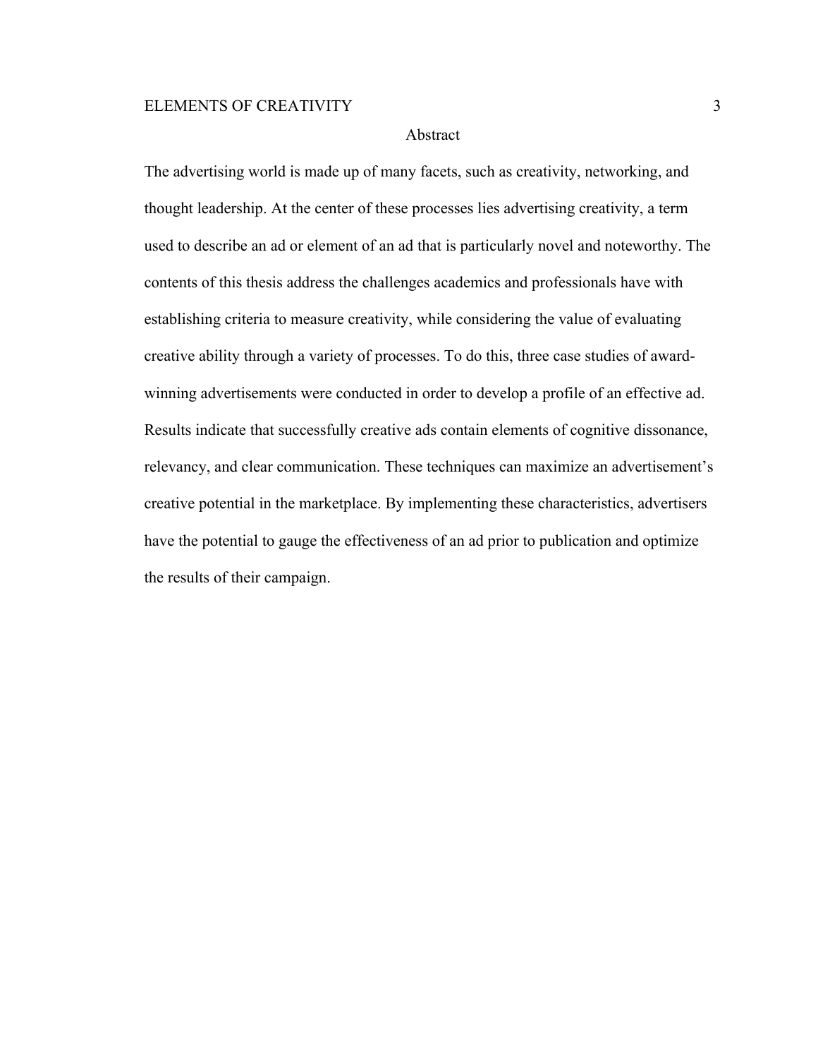# Abstract

The advertising world is made up of many facets, such as creativity, networking, and thought leadership. At the center of these processes lies advertising creativity, a term used to describe an ad or element of an ad that is particularly novel and noteworthy. The contents of this thesis address the challenges academics and professionals have with establishing criteria to measure creativity, while considering the value of evaluating creative ability through a variety of processes. To do this, three case studies of award-winning advertisements were conducted in order to develop a profile of an effective ad. Results indicate that successfully creative ads contain elements of cognitive dissonance, relevancy, and clear communication. These techniques can maximize an advertisement's creative potential in the marketplace. By implementing these characteristics, advertisers have the potential to gauge the effectiveness of an ad prior to publication and optimize the results of their campaign.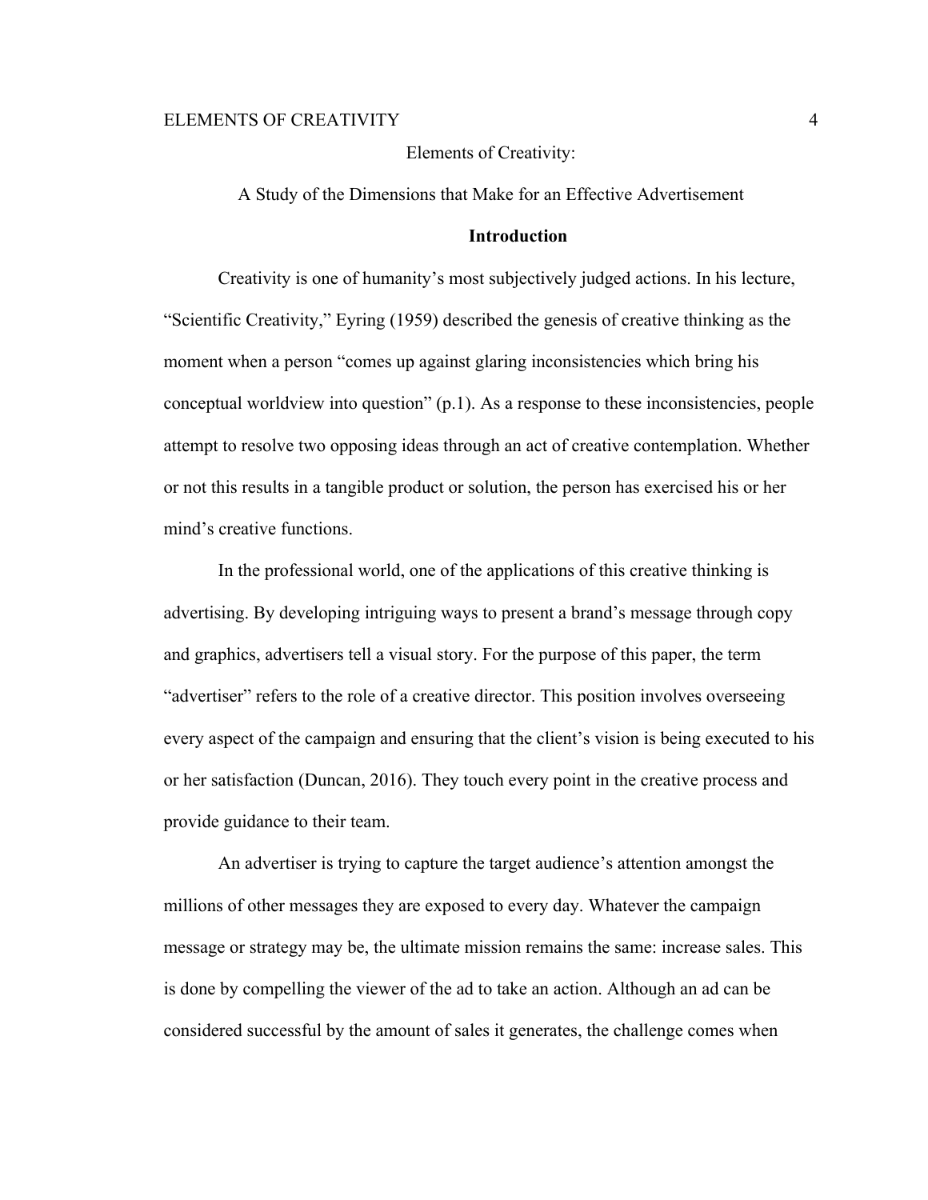Elements of Creativity:

A Study of the Dimensions that Make for an Effective Advertisement

## Introduction

Creativity is one of humanity's most subjectively judged actions. In his lecture, "Scientific Creativity," Eyring (1959) described the genesis of creative thinking as the moment when a person "comes up against glaring inconsistencies which bring his conceptual worldview into question" (p.1). As a response to these inconsistencies, people attempt to resolve two opposing ideas through an act of creative contemplation. Whether or not this results in a tangible product or solution, the person has exercised his or her mind's creative functions.

In the professional world, one of the applications of this creative thinking is advertising. By developing intriguing ways to present a brand's message through copy and graphics, advertisers tell a visual story. For the purpose of this paper, the term "advertiser" refers to the role of a creative director. This position involves overseeing every aspect of the campaign and ensuring that the client's vision is being executed to his or her satisfaction (Duncan, 2016). They touch every point in the creative process and provide guidance to their team.

An advertiser is trying to capture the target audience's attention amongst the millions of other messages they are exposed to every day. Whatever the campaign message or strategy may be, the ultimate mission remains the same: increase sales. This is done by compelling the viewer of the ad to take an action. Although an ad can be considered successful by the amount of sales it generates, the challenge comes when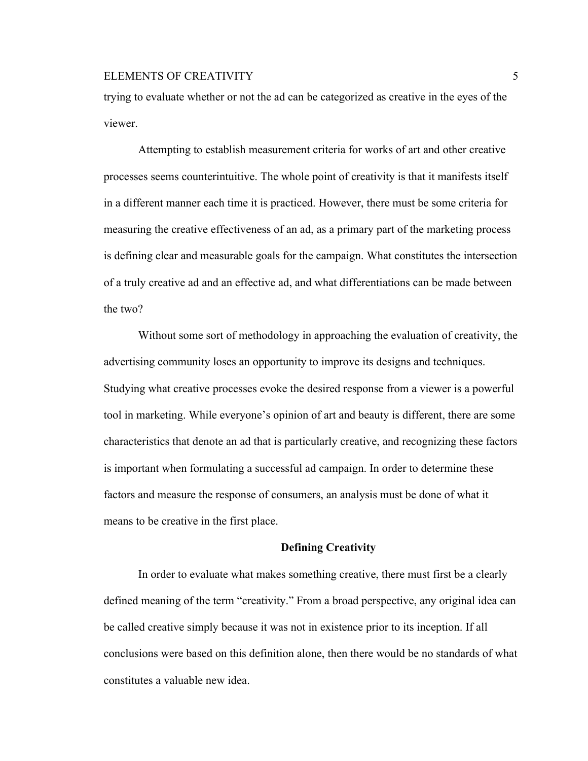trying to evaluate whether or not the ad can be categorized as creative in the eyes of the viewer.

Attempting to establish measurement criteria for works of art and other creative processes seems counterintuitive. The whole point of creativity is that it manifests itself in a different manner each time it is practiced. However, there must be some criteria for measuring the creative effectiveness of an ad, as a primary part of the marketing process is defining clear and measurable goals for the campaign. What constitutes the intersection of a truly creative ad and an effective ad, and what differentiations can be made between the two?

Without some sort of methodology in approaching the evaluation of creativity, the advertising community loses an opportunity to improve its designs and techniques. Studying what creative processes evoke the desired response from a viewer is a powerful tool in marketing. While everyone's opinion of art and beauty is different, there are some characteristics that denote an ad that is particularly creative, and recognizing these factors is important when formulating a successful ad campaign. In order to determine these factors and measure the response of consumers, an analysis must be done of what it means to be creative in the first place.

## Defining Creativity

In order to evaluate what makes something creative, there must first be a clearly defined meaning of the term "creativity." From a broad perspective, any original idea can be called creative simply because it was not in existence prior to its inception. If all conclusions were based on this definition alone, then there would be no standards of what constitutes a valuable new idea.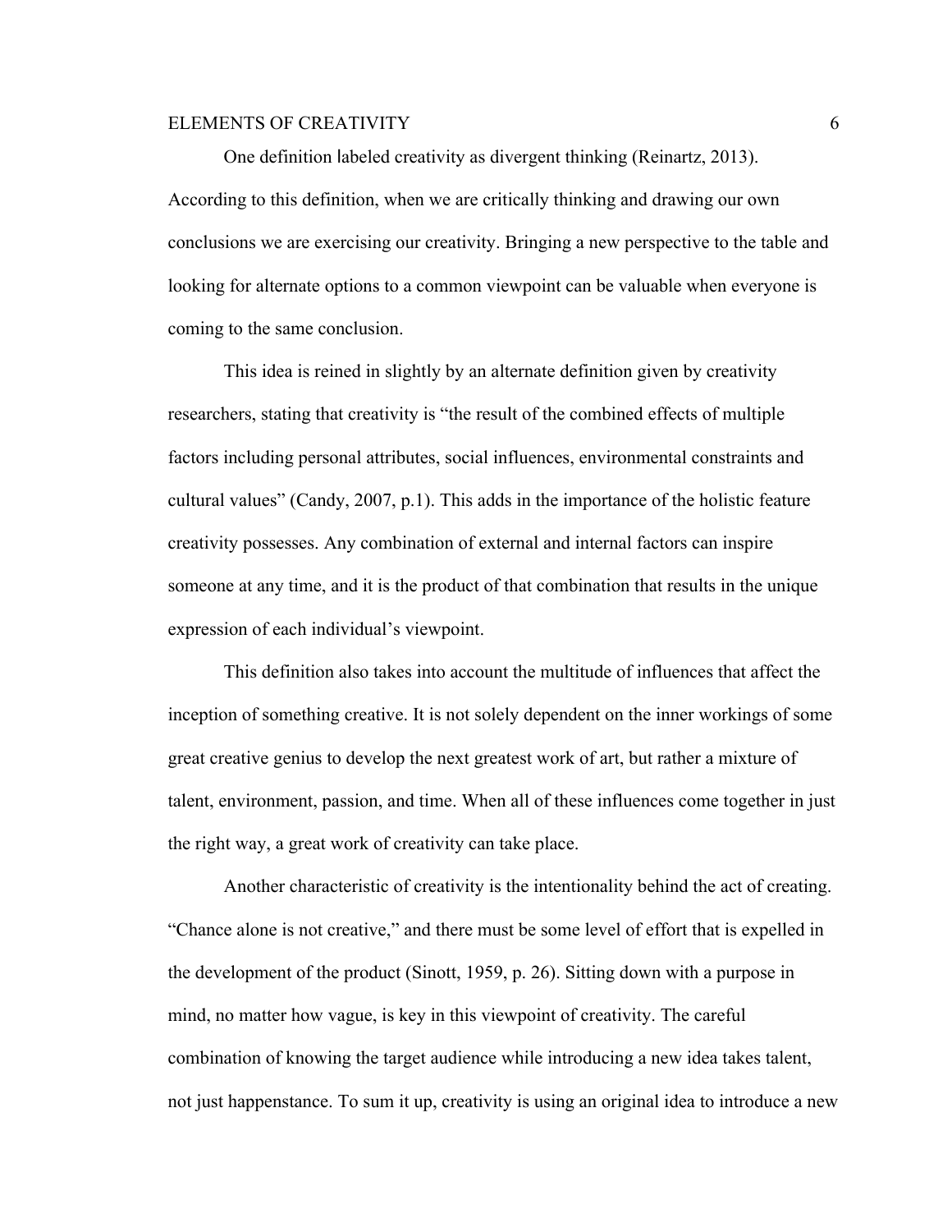One definition labeled creativity as divergent thinking (Reinartz, 2013). According to this definition, when we are critically thinking and drawing our own conclusions we are exercising our creativity. Bringing a new perspective to the table and looking for alternate options to a common viewpoint can be valuable when everyone is coming to the same conclusion.

This idea is reined in slightly by an alternate definition given by creativity researchers, stating that creativity is "the result of the combined effects of multiple factors including personal attributes, social influences, environmental constraints and cultural values" (Candy, 2007, p.1). This adds in the importance of the holistic feature creativity possesses. Any combination of external and internal factors can inspire someone at any time, and it is the product of that combination that results in the unique expression of each individual's viewpoint.

This definition also takes into account the multitude of influences that affect the inception of something creative. It is not solely dependent on the inner workings of some great creative genius to develop the next greatest work of art, but rather a mixture of talent, environment, passion, and time. When all of these influences come together in just the right way, a great work of creativity can take place.

Another characteristic of creativity is the intentionality behind the act of creating. "Chance alone is not creative," and there must be some level of effort that is expelled in the development of the product (Sinott, 1959, p. 26). Sitting down with a purpose in mind, no matter how vague, is key in this viewpoint of creativity. The careful combination of knowing the target audience while introducing a new idea takes talent, not just happenstance. To sum it up, creativity is using an original idea to introduce a new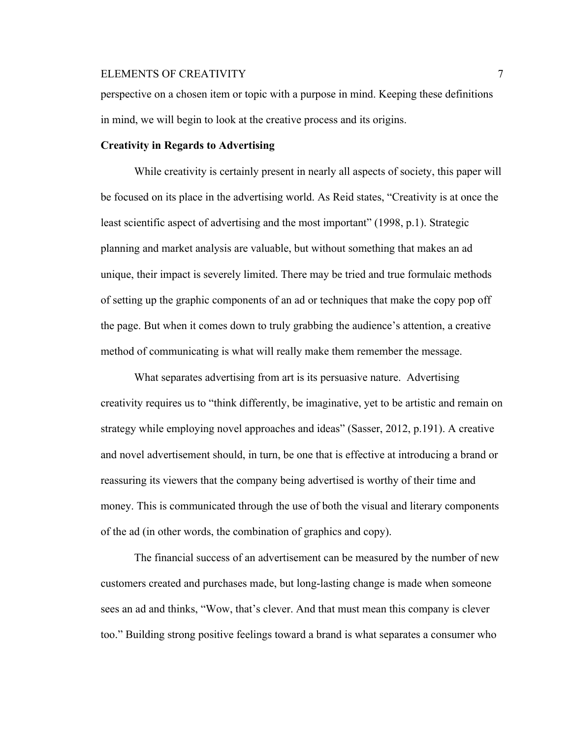perspective on a chosen item or topic with a purpose in mind. Keeping these definitions in mind, we will begin to look at the creative process and its origins.

## Creativity in Regards to Advertising

While creativity is certainly present in nearly all aspects of society, this paper will be focused on its place in the advertising world. As Reid states, "Creativity is at once the least scientific aspect of advertising and the most important" (1998, p.1). Strategic planning and market analysis are valuable, but without something that makes an ad unique, their impact is severely limited. There may be tried and true formulaic methods of setting up the graphic components of an ad or techniques that make the copy pop off the page. But when it comes down to truly grabbing the audience's attention, a creative method of communicating is what will really make them remember the message.

What separates advertising from art is its persuasive nature. Advertising creativity requires us to "think differently, be imaginative, yet to be artistic and remain on strategy while employing novel approaches and ideas" (Sasser, 2012, p.191). A creative and novel advertisement should, in turn, be one that is effective at introducing a brand or reassuring its viewers that the company being advertised is worthy of their time and money. This is communicated through the use of both the visual and literary components of the ad (in other words, the combination of graphics and copy).

The financial success of an advertisement can be measured by the number of new customers created and purchases made, but long-lasting change is made when someone sees an ad and thinks, "Wow, that's clever. And that must mean this company is clever too." Building strong positive feelings toward a brand is what separates a consumer who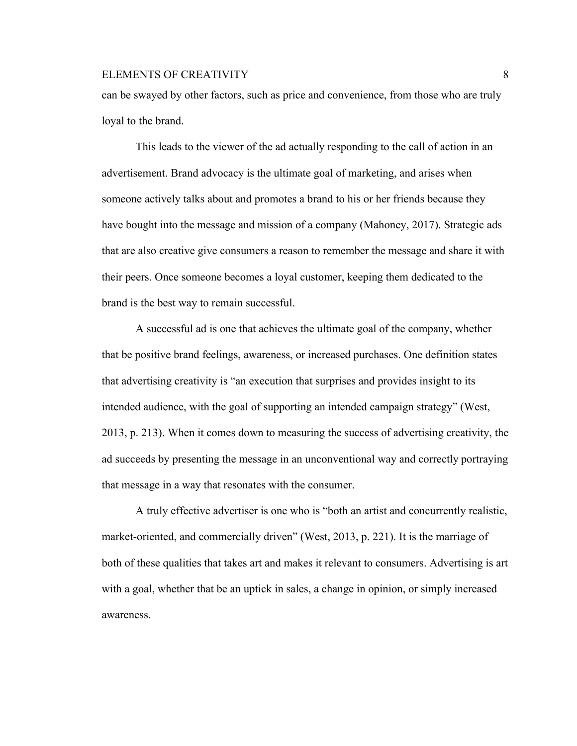can be swayed by other factors, such as price and convenience, from those who are truly loyal to the brand.

This leads to the viewer of the ad actually responding to the call of action in an advertisement. Brand advocacy is the ultimate goal of marketing, and arises when someone actively talks about and promotes a brand to his or her friends because they have bought into the message and mission of a company (Mahoney, 2017). Strategic ads that are also creative give consumers a reason to remember the message and share it with their peers. Once someone becomes a loyal customer, keeping them dedicated to the brand is the best way to remain successful.

A successful ad is one that achieves the ultimate goal of the company, whether that be positive brand feelings, awareness, or increased purchases. One definition states that advertising creativity is "an execution that surprises and provides insight to its intended audience, with the goal of supporting an intended campaign strategy" (West, 2013, p. 213). When it comes down to measuring the success of advertising creativity, the ad succeeds by presenting the message in an unconventional way and correctly portraying that message in a way that resonates with the consumer.

A truly effective advertiser is one who is "both an artist and concurrently realistic, market-oriented, and commercially driven" (West, 2013, p. 221). It is the marriage of both of these qualities that takes art and makes it relevant to consumers. Advertising is art with a goal, whether that be an uptick in sales, a change in opinion, or simply increased awareness.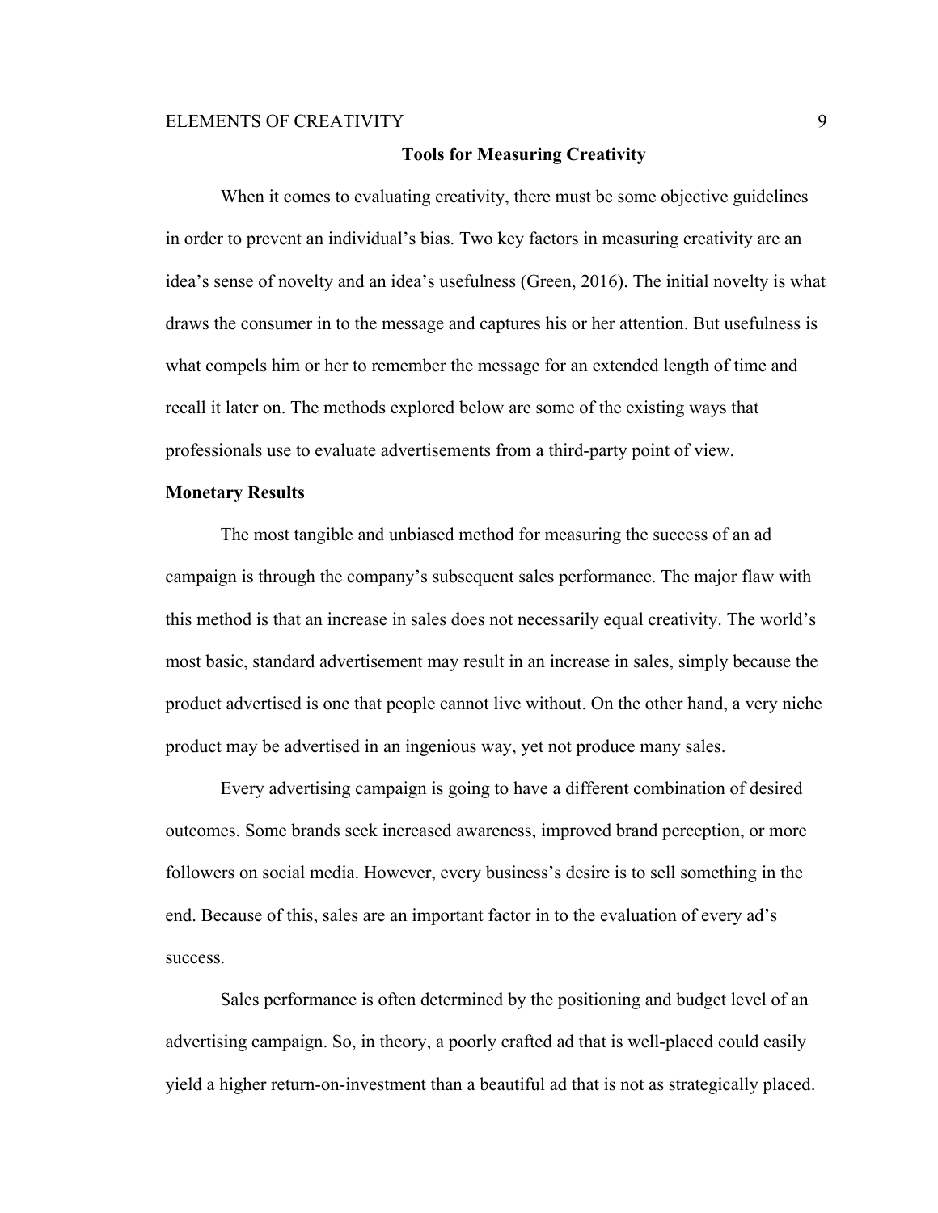## Tools for Measuring Creativity

When it comes to evaluating creativity, there must be some objective guidelines in order to prevent an individual's bias. Two key factors in measuring creativity are an idea's sense of novelty and an idea's usefulness (Green, 2016). The initial novelty is what draws the consumer in to the message and captures his or her attention. But usefulness is what compels him or her to remember the message for an extended length of time and recall it later on. The methods explored below are some of the existing ways that professionals use to evaluate advertisements from a third-party point of view.

### Monetary Results

The most tangible and unbiased method for measuring the success of an ad campaign is through the company's subsequent sales performance. The major flaw with this method is that an increase in sales does not necessarily equal creativity. The world's most basic, standard advertisement may result in an increase in sales, simply because the product advertised is one that people cannot live without. On the other hand, a very niche product may be advertised in an ingenious way, yet not produce many sales.

Every advertising campaign is going to have a different combination of desired outcomes. Some brands seek increased awareness, improved brand perception, or more followers on social media. However, every business's desire is to sell something in the end. Because of this, sales are an important factor in to the evaluation of every ad's success.

Sales performance is often determined by the positioning and budget level of an advertising campaign. So, in theory, a poorly crafted ad that is well-placed could easily yield a higher return-on-investment than a beautiful ad that is not as strategically placed.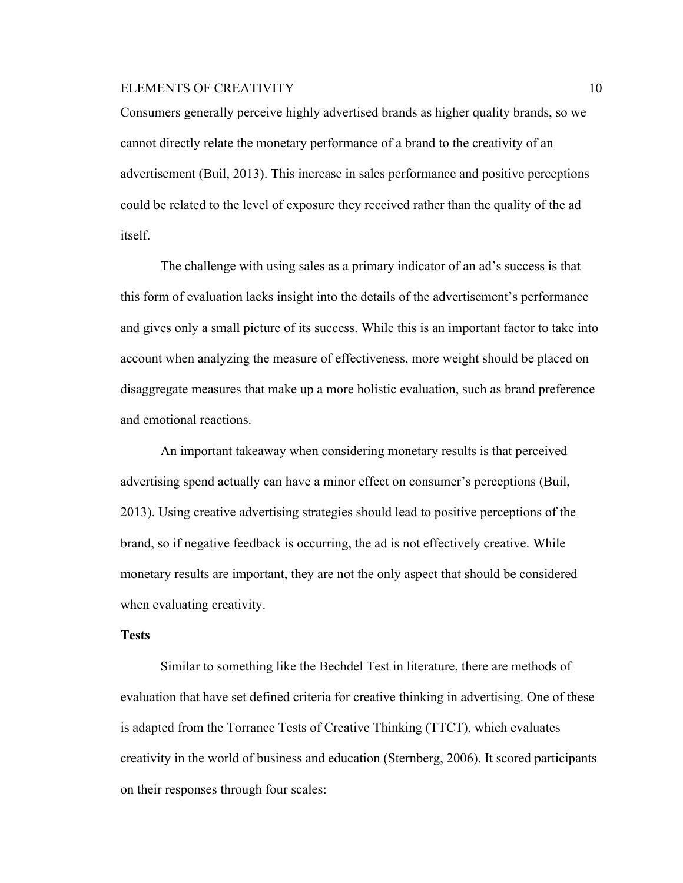Consumers generally perceive highly advertised brands as higher quality brands, so we cannot directly relate the monetary performance of a brand to the creativity of an advertisement (Buil, 2013). This increase in sales performance and positive perceptions could be related to the level of exposure they received rather than the quality of the ad itself.

The challenge with using sales as a primary indicator of an ad's success is that this form of evaluation lacks insight into the details of the advertisement's performance and gives only a small picture of its success. While this is an important factor to take into account when analyzing the measure of effectiveness, more weight should be placed on disaggregate measures that make up a more holistic evaluation, such as brand preference and emotional reactions.

An important takeaway when considering monetary results is that perceived advertising spend actually can have a minor effect on consumer's perceptions (Buil, 2013). Using creative advertising strategies should lead to positive perceptions of the brand, so if negative feedback is occurring, the ad is not effectively creative. While monetary results are important, they are not the only aspect that should be considered when evaluating creativity.

**Tests**

Similar to something like the Bechdel Test in literature, there are methods of evaluation that have set defined criteria for creative thinking in advertising. One of these is adapted from the Torrance Tests of Creative Thinking (TTCT), which evaluates creativity in the world of business and education (Sternberg, 2006). It scored participants on their responses through four scales: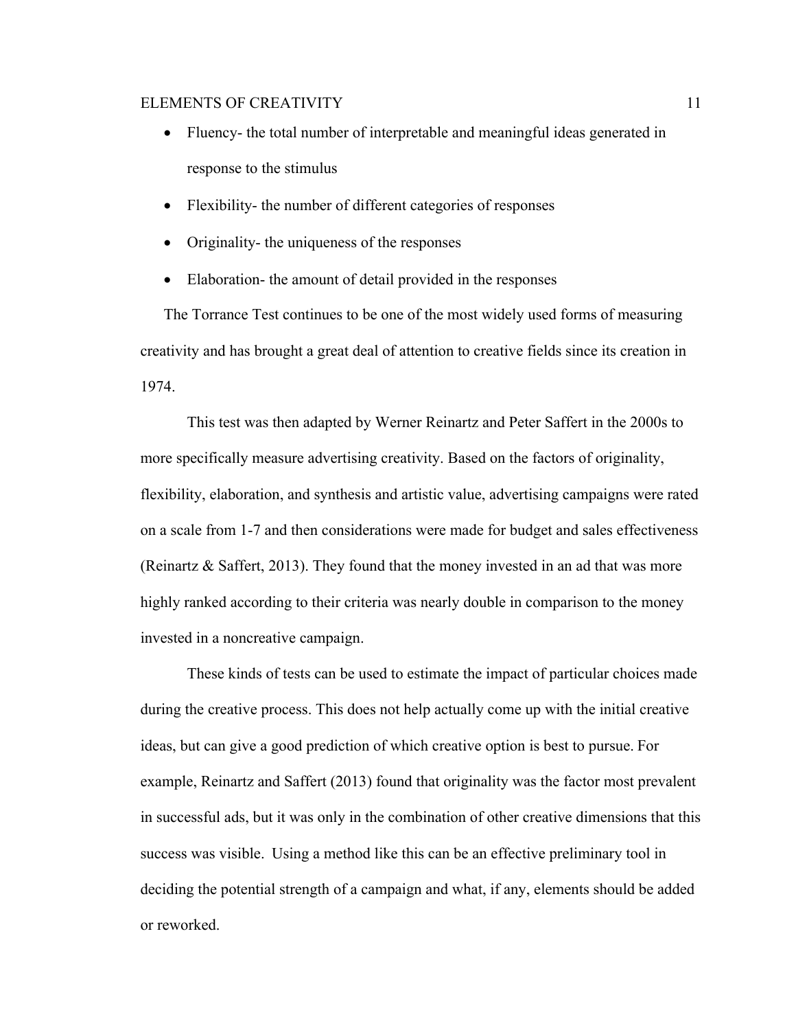- Fluency- the total number of interpretable and meaningful ideas generated in response to the stimulus
- Flexibility- the number of different categories of responses
- Originality- the uniqueness of the responses
- Elaboration- the amount of detail provided in the responses

The Torrance Test continues to be one of the most widely used forms of measuring creativity and has brought a great deal of attention to creative fields since its creation in 1974.

This test was then adapted by Werner Reinartz and Peter Saffert in the 2000s to more specifically measure advertising creativity. Based on the factors of originality, flexibility, elaboration, and synthesis and artistic value, advertising campaigns were rated on a scale from 1-7 and then considerations were made for budget and sales effectiveness (Reinartz & Saffert, 2013). They found that the money invested in an ad that was more highly ranked according to their criteria was nearly double in comparison to the money invested in a noncreative campaign.

These kinds of tests can be used to estimate the impact of particular choices made during the creative process. This does not help actually come up with the initial creative ideas, but can give a good prediction of which creative option is best to pursue. For example, Reinartz and Saffert (2013) found that originality was the factor most prevalent in successful ads, but it was only in the combination of other creative dimensions that this success was visible. Using a method like this can be an effective preliminary tool in deciding the potential strength of a campaign and what, if any, elements should be added or reworked.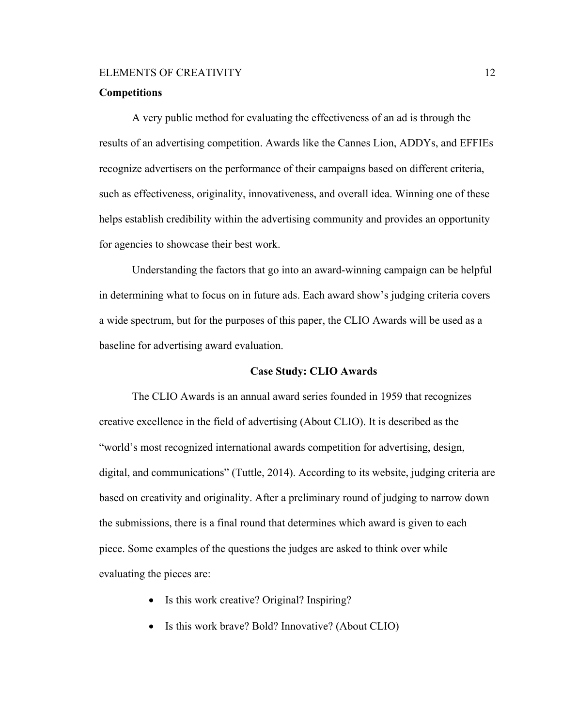**Competitions**

A very public method for evaluating the effectiveness of an ad is through the results of an advertising competition. Awards like the Cannes Lion, ADDYs, and EFFIEs recognize advertisers on the performance of their campaigns based on different criteria, such as effectiveness, originality, innovativeness, and overall idea. Winning one of these helps establish credibility within the advertising community and provides an opportunity for agencies to showcase their best work.

Understanding the factors that go into an award-winning campaign can be helpful in determining what to focus on in future ads. Each award show's judging criteria covers a wide spectrum, but for the purposes of this paper, the CLIO Awards will be used as a baseline for advertising award evaluation.

## Case Study: CLIO Awards

The CLIO Awards is an annual award series founded in 1959 that recognizes creative excellence in the field of advertising (About CLIO). It is described as the "world's most recognized international awards competition for advertising, design, digital, and communications" (Tuttle, 2014). According to its website, judging criteria are based on creativity and originality. After a preliminary round of judging to narrow down the submissions, there is a final round that determines which award is given to each piece. Some examples of the questions the judges are asked to think over while evaluating the pieces are:

- Is this work creative? Original? Inspiring?
- Is this work brave? Bold? Innovative? (About CLIO)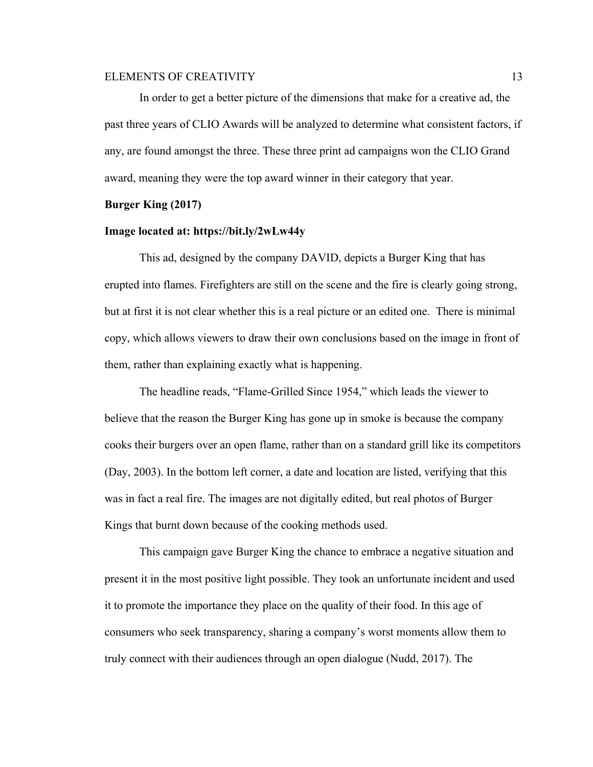In order to get a better picture of the dimensions that make for a creative ad, the past three years of CLIO Awards will be analyzed to determine what consistent factors, if any, are found amongst the three. These three print ad campaigns won the CLIO Grand award, meaning they were the top award winner in their category that year.

**Burger King (2017)**

**Image located at: https://bit.ly/2wLw44y**

This ad, designed by the company DAVID, depicts a Burger King that has erupted into flames. Firefighters are still on the scene and the fire is clearly going strong, but at first it is not clear whether this is a real picture or an edited one. There is minimal copy, which allows viewers to draw their own conclusions based on the image in front of them, rather than explaining exactly what is happening.

The headline reads, "Flame-Grilled Since 1954," which leads the viewer to believe that the reason the Burger King has gone up in smoke is because the company cooks their burgers over an open flame, rather than on a standard grill like its competitors (Day, 2003). In the bottom left corner, a date and location are listed, verifying that this was in fact a real fire. The images are not digitally edited, but real photos of Burger Kings that burnt down because of the cooking methods used.

This campaign gave Burger King the chance to embrace a negative situation and present it in the most positive light possible. They took an unfortunate incident and used it to promote the importance they place on the quality of their food. In this age of consumers who seek transparency, sharing a company's worst moments allow them to truly connect with their audiences through an open dialogue (Nudd, 2017). The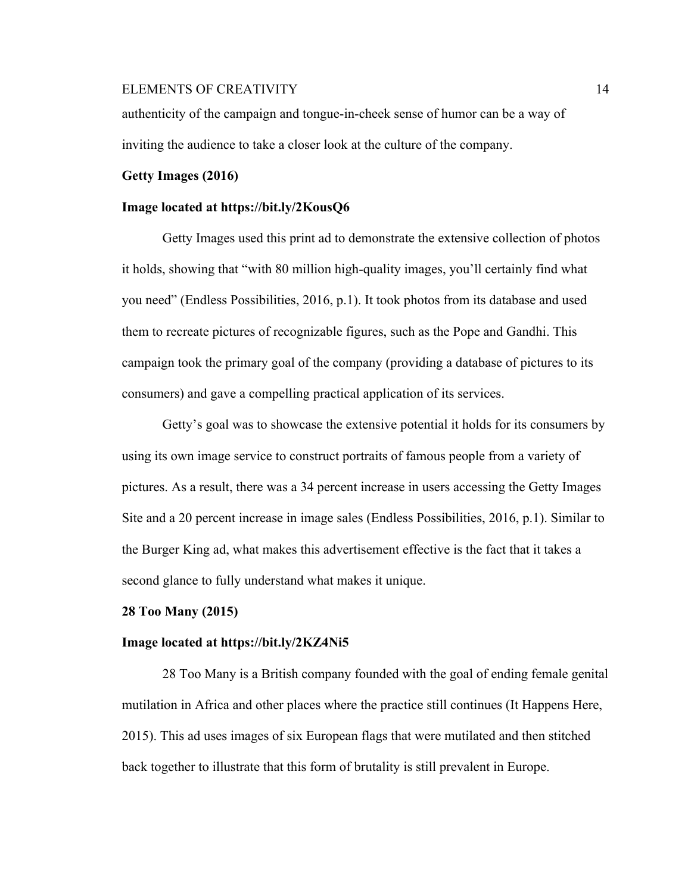authenticity of the campaign and tongue-in-cheek sense of humor can be a way of inviting the audience to take a closer look at the culture of the company.

**Getty Images (2016)**

**Image located at https://bit.ly/2KousQ6**

Getty Images used this print ad to demonstrate the extensive collection of photos it holds, showing that "with 80 million high-quality images, you'll certainly find what you need" (Endless Possibilities, 2016, p.1). It took photos from its database and used them to recreate pictures of recognizable figures, such as the Pope and Gandhi. This campaign took the primary goal of the company (providing a database of pictures to its consumers) and gave a compelling practical application of its services.

Getty's goal was to showcase the extensive potential it holds for its consumers by using its own image service to construct portraits of famous people from a variety of pictures. As a result, there was a 34 percent increase in users accessing the Getty Images Site and a 20 percent increase in image sales (Endless Possibilities, 2016, p.1). Similar to the Burger King ad, what makes this advertisement effective is the fact that it takes a second glance to fully understand what makes it unique.

**28 Too Many (2015)**

**Image located at https://bit.ly/2KZ4Ni5**

28 Too Many is a British company founded with the goal of ending female genital mutilation in Africa and other places where the practice still continues (It Happens Here, 2015). This ad uses images of six European flags that were mutilated and then stitched back together to illustrate that this form of brutality is still prevalent in Europe.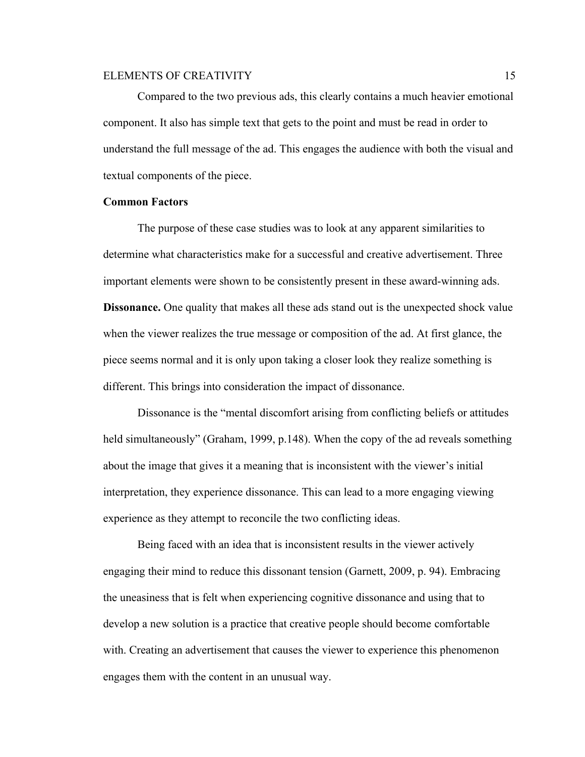Compared to the two previous ads, this clearly contains a much heavier emotional component. It also has simple text that gets to the point and must be read in order to understand the full message of the ad. This engages the audience with both the visual and textual components of the piece.

## Common Factors

The purpose of these case studies was to look at any apparent similarities to determine what characteristics make for a successful and creative advertisement. Three important elements were shown to be consistently present in these award-winning ads.

**Dissonance.** One quality that makes all these ads stand out is the unexpected shock value when the viewer realizes the true message or composition of the ad. At first glance, the piece seems normal and it is only upon taking a closer look they realize something is different. This brings into consideration the impact of dissonance.

Dissonance is the "mental discomfort arising from conflicting beliefs or attitudes held simultaneously" (Graham, 1999, p.148). When the copy of the ad reveals something about the image that gives it a meaning that is inconsistent with the viewer's initial interpretation, they experience dissonance. This can lead to a more engaging viewing experience as they attempt to reconcile the two conflicting ideas.

Being faced with an idea that is inconsistent results in the viewer actively engaging their mind to reduce this dissonant tension (Garnett, 2009, p. 94). Embracing the uneasiness that is felt when experiencing cognitive dissonance and using that to develop a new solution is a practice that creative people should become comfortable with. Creating an advertisement that causes the viewer to experience this phenomenon engages them with the content in an unusual way.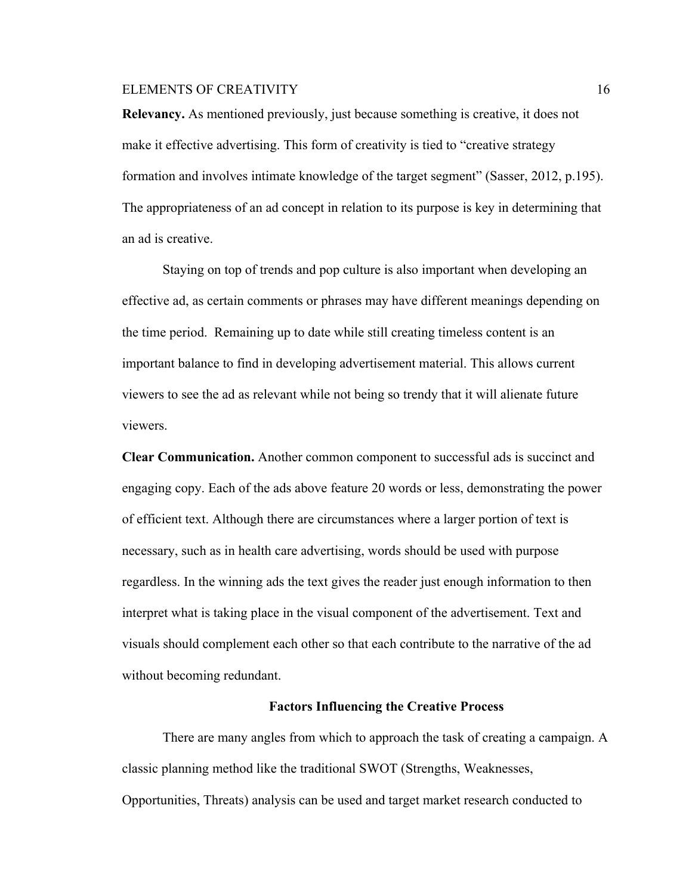**Relevancy.** As mentioned previously, just because something is creative, it does not make it effective advertising. This form of creativity is tied to "creative strategy formation and involves intimate knowledge of the target segment" (Sasser, 2012, p.195). The appropriateness of an ad concept in relation to its purpose is key in determining that an ad is creative.

Staying on top of trends and pop culture is also important when developing an effective ad, as certain comments or phrases may have different meanings depending on the time period. Remaining up to date while still creating timeless content is an important balance to find in developing advertisement material. This allows current viewers to see the ad as relevant while not being so trendy that it will alienate future viewers.

**Clear Communication.** Another common component to successful ads is succinct and engaging copy. Each of the ads above feature 20 words or less, demonstrating the power of efficient text. Although there are circumstances where a larger portion of text is necessary, such as in health care advertising, words should be used with purpose regardless. In the winning ads the text gives the reader just enough information to then interpret what is taking place in the visual component of the advertisement. Text and visuals should complement each other so that each contribute to the narrative of the ad without becoming redundant.

## Factors Influencing the Creative Process

There are many angles from which to approach the task of creating a campaign. A classic planning method like the traditional SWOT (Strengths, Weaknesses, Opportunities, Threats) analysis can be used and target market research conducted to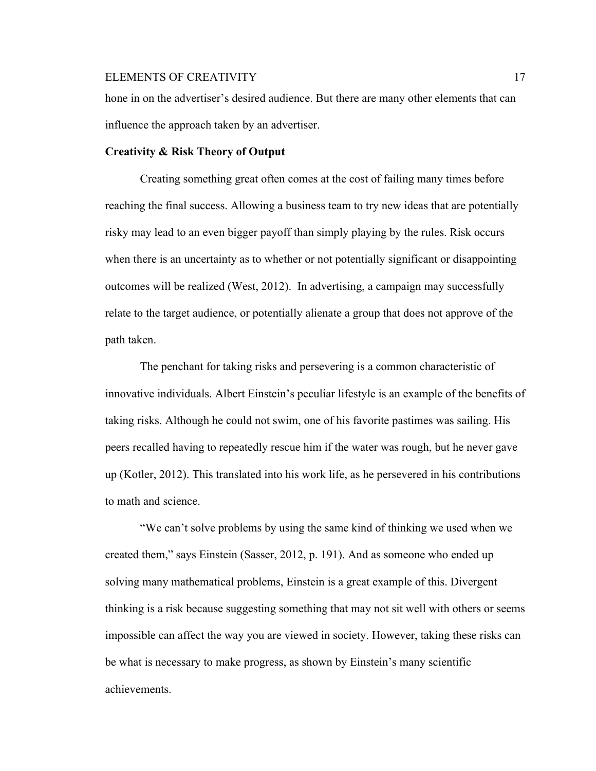hone in on the advertiser's desired audience. But there are many other elements that can influence the approach taken by an advertiser.

**Creativity & Risk Theory of Output**

Creating something great often comes at the cost of failing many times before reaching the final success. Allowing a business team to try new ideas that are potentially risky may lead to an even bigger payoff than simply playing by the rules. Risk occurs when there is an uncertainty as to whether or not potentially significant or disappointing outcomes will be realized (West, 2012). In advertising, a campaign may successfully relate to the target audience, or potentially alienate a group that does not approve of the path taken.

The penchant for taking risks and persevering is a common characteristic of innovative individuals. Albert Einstein's peculiar lifestyle is an example of the benefits of taking risks. Although he could not swim, one of his favorite pastimes was sailing. His peers recalled having to repeatedly rescue him if the water was rough, but he never gave up (Kotler, 2012). This translated into his work life, as he persevered in his contributions to math and science.

"We can't solve problems by using the same kind of thinking we used when we created them," says Einstein (Sasser, 2012, p. 191). And as someone who ended up solving many mathematical problems, Einstein is a great example of this. Divergent thinking is a risk because suggesting something that may not sit well with others or seems impossible can affect the way you are viewed in society. However, taking these risks can be what is necessary to make progress, as shown by Einstein's many scientific achievements.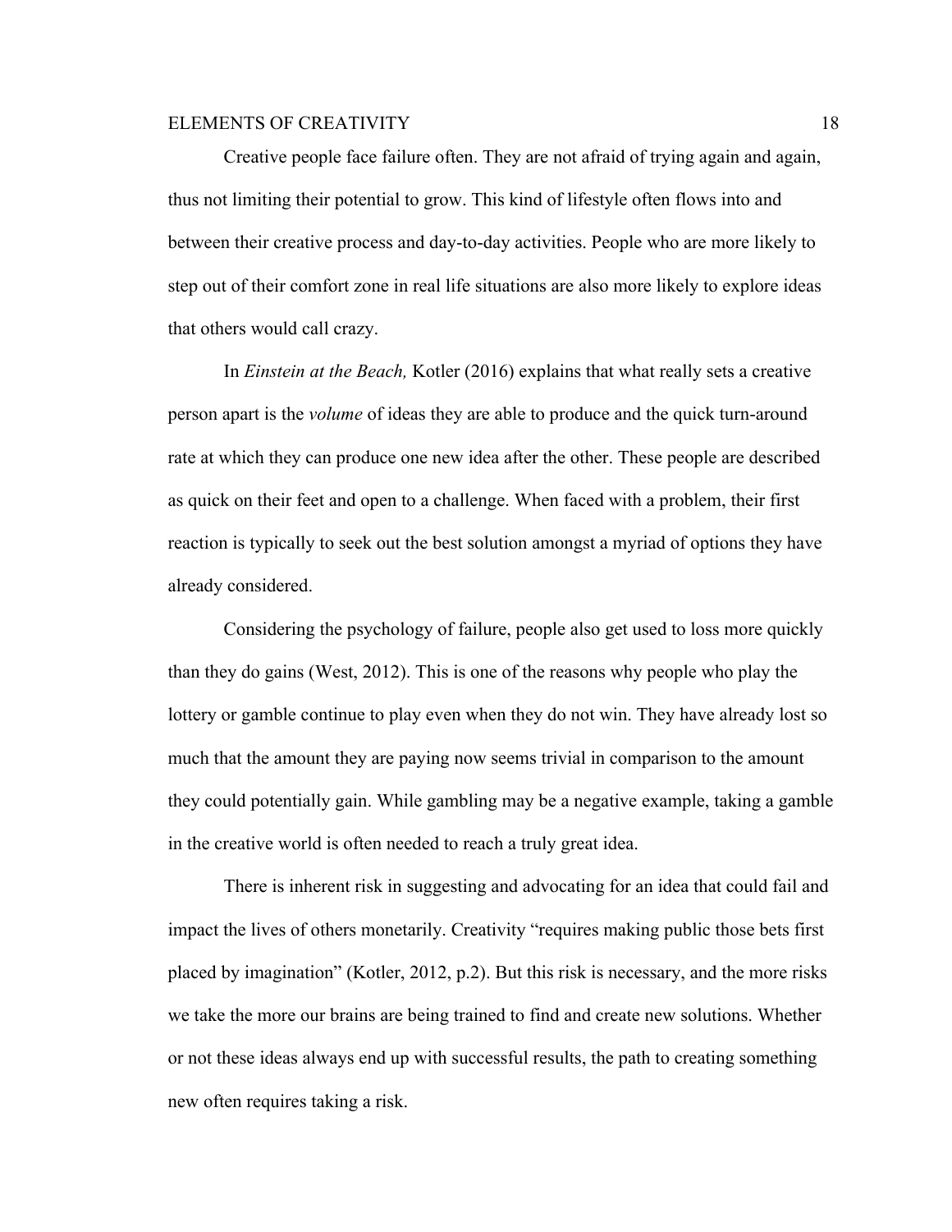Creative people face failure often. They are not afraid of trying again and again, thus not limiting their potential to grow. This kind of lifestyle often flows into and between their creative process and day-to-day activities. People who are more likely to step out of their comfort zone in real life situations are also more likely to explore ideas that others would call crazy.

In *Einstein at the Beach,* Kotler (2016) explains that what really sets a creative person apart is the *volume* of ideas they are able to produce and the quick turn-around rate at which they can produce one new idea after the other. These people are described as quick on their feet and open to a challenge. When faced with a problem, their first reaction is typically to seek out the best solution amongst a myriad of options they have already considered.

Considering the psychology of failure, people also get used to loss more quickly than they do gains (West, 2012). This is one of the reasons why people who play the lottery or gamble continue to play even when they do not win. They have already lost so much that the amount they are paying now seems trivial in comparison to the amount they could potentially gain. While gambling may be a negative example, taking a gamble in the creative world is often needed to reach a truly great idea.

There is inherent risk in suggesting and advocating for an idea that could fail and impact the lives of others monetarily. Creativity "requires making public those bets first placed by imagination" (Kotler, 2012, p.2). But this risk is necessary, and the more risks we take the more our brains are being trained to find and create new solutions. Whether or not these ideas always end up with successful results, the path to creating something new often requires taking a risk.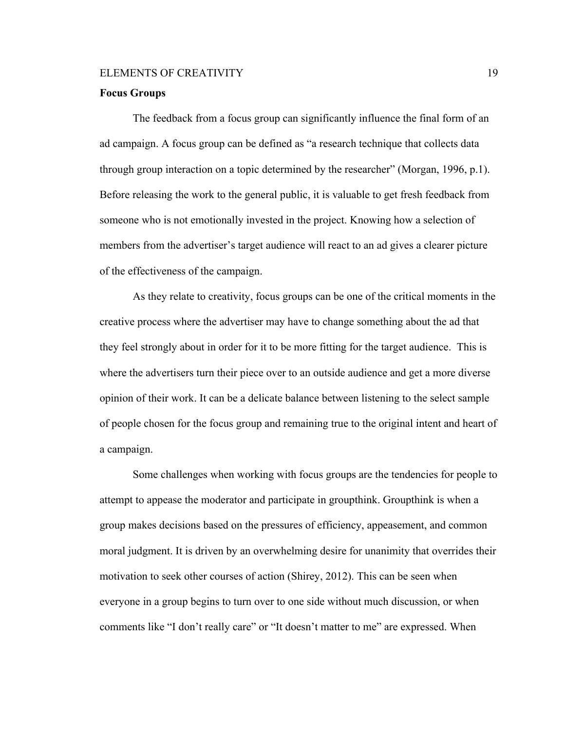## Focus Groups

The feedback from a focus group can significantly influence the final form of an ad campaign. A focus group can be defined as "a research technique that collects data through group interaction on a topic determined by the researcher" (Morgan, 1996, p.1). Before releasing the work to the general public, it is valuable to get fresh feedback from someone who is not emotionally invested in the project. Knowing how a selection of members from the advertiser's target audience will react to an ad gives a clearer picture of the effectiveness of the campaign.

As they relate to creativity, focus groups can be one of the critical moments in the creative process where the advertiser may have to change something about the ad that they feel strongly about in order for it to be more fitting for the target audience. This is where the advertisers turn their piece over to an outside audience and get a more diverse opinion of their work. It can be a delicate balance between listening to the select sample of people chosen for the focus group and remaining true to the original intent and heart of a campaign.

Some challenges when working with focus groups are the tendencies for people to attempt to appease the moderator and participate in groupthink. Groupthink is when a group makes decisions based on the pressures of efficiency, appeasement, and common moral judgment. It is driven by an overwhelming desire for unanimity that overrides their motivation to seek other courses of action (Shirey, 2012). This can be seen when everyone in a group begins to turn over to one side without much discussion, or when comments like "I don't really care" or "It doesn't matter to me" are expressed. When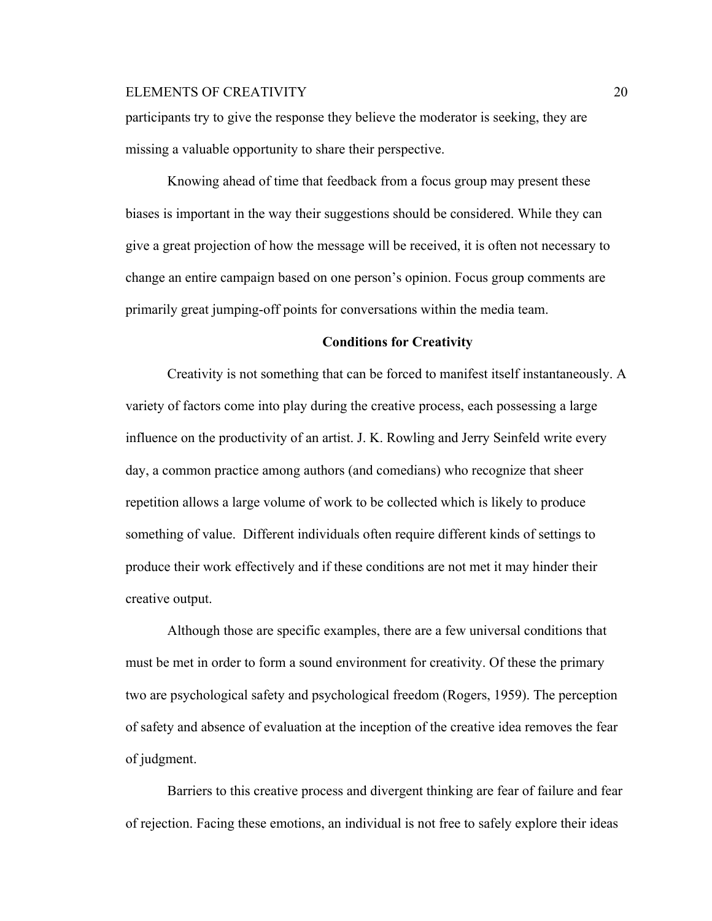participants try to give the response they believe the moderator is seeking, they are missing a valuable opportunity to share their perspective.

Knowing ahead of time that feedback from a focus group may present these biases is important in the way their suggestions should be considered. While they can give a great projection of how the message will be received, it is often not necessary to change an entire campaign based on one person's opinion. Focus group comments are primarily great jumping-off points for conversations within the media team.

## Conditions for Creativity

Creativity is not something that can be forced to manifest itself instantaneously. A variety of factors come into play during the creative process, each possessing a large influence on the productivity of an artist. J. K. Rowling and Jerry Seinfeld write every day, a common practice among authors (and comedians) who recognize that sheer repetition allows a large volume of work to be collected which is likely to produce something of value. Different individuals often require different kinds of settings to produce their work effectively and if these conditions are not met it may hinder their creative output.

Although those are specific examples, there are a few universal conditions that must be met in order to form a sound environment for creativity. Of these the primary two are psychological safety and psychological freedom (Rogers, 1959). The perception of safety and absence of evaluation at the inception of the creative idea removes the fear of judgment.

Barriers to this creative process and divergent thinking are fear of failure and fear of rejection. Facing these emotions, an individual is not free to safely explore their ideas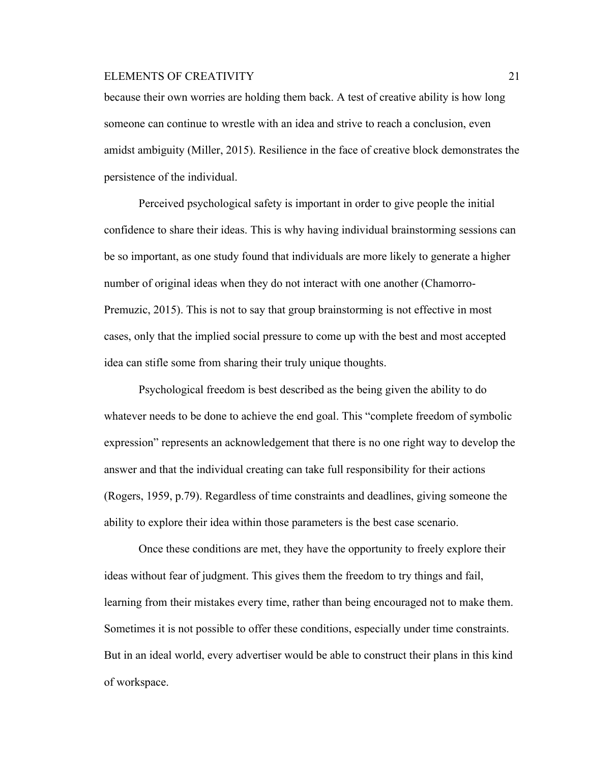because their own worries are holding them back. A test of creative ability is how long someone can continue to wrestle with an idea and strive to reach a conclusion, even amidst ambiguity (Miller, 2015). Resilience in the face of creative block demonstrates the persistence of the individual.

Perceived psychological safety is important in order to give people the initial confidence to share their ideas. This is why having individual brainstorming sessions can be so important, as one study found that individuals are more likely to generate a higher number of original ideas when they do not interact with one another (Chamorro-Premuzic, 2015). This is not to say that group brainstorming is not effective in most cases, only that the implied social pressure to come up with the best and most accepted idea can stifle some from sharing their truly unique thoughts.

Psychological freedom is best described as the being given the ability to do whatever needs to be done to achieve the end goal. This "complete freedom of symbolic expression" represents an acknowledgement that there is no one right way to develop the answer and that the individual creating can take full responsibility for their actions (Rogers, 1959, p.79). Regardless of time constraints and deadlines, giving someone the ability to explore their idea within those parameters is the best case scenario.

Once these conditions are met, they have the opportunity to freely explore their ideas without fear of judgment. This gives them the freedom to try things and fail, learning from their mistakes every time, rather than being encouraged not to make them. Sometimes it is not possible to offer these conditions, especially under time constraints. But in an ideal world, every advertiser would be able to construct their plans in this kind of workspace.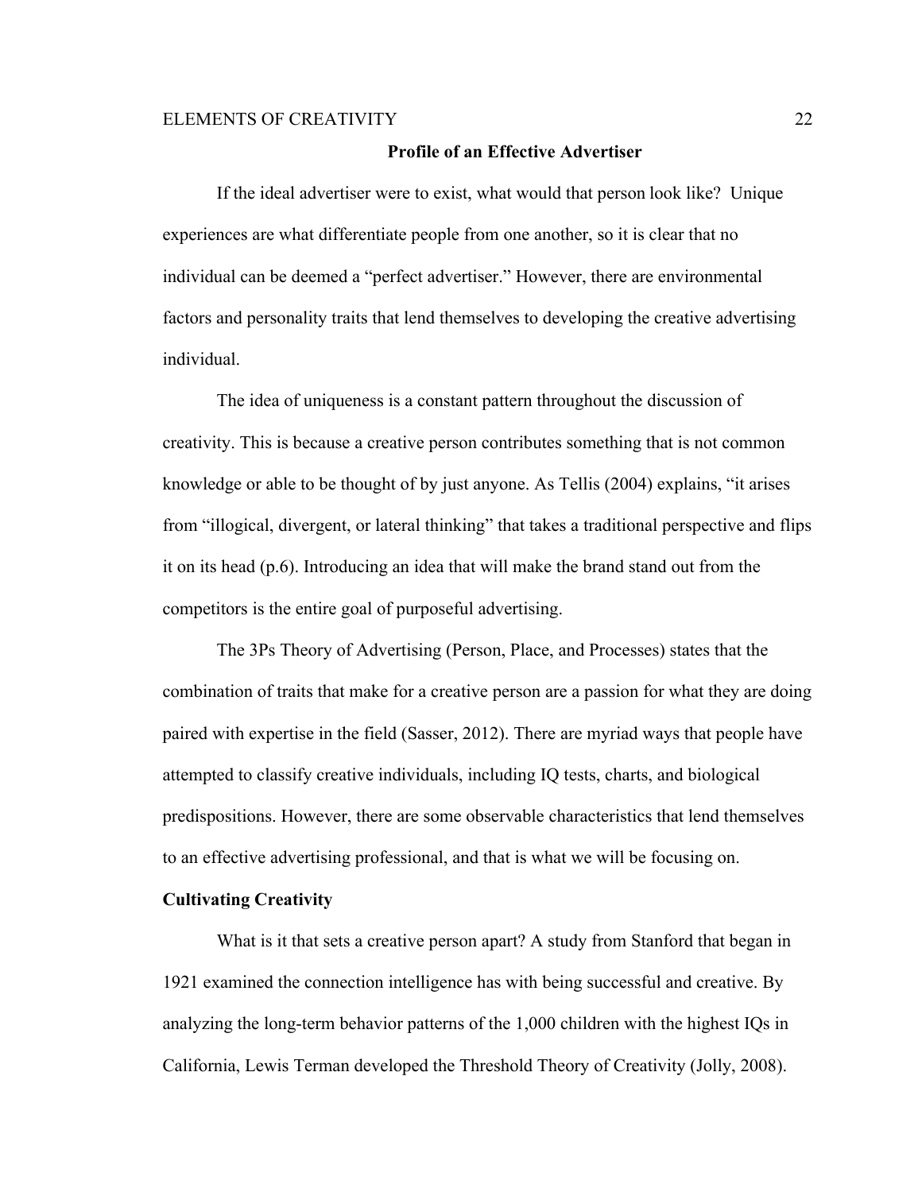## Profile of an Effective Advertiser

If the ideal advertiser were to exist, what would that person look like? Unique experiences are what differentiate people from one another, so it is clear that no individual can be deemed a "perfect advertiser." However, there are environmental factors and personality traits that lend themselves to developing the creative advertising individual.

The idea of uniqueness is a constant pattern throughout the discussion of creativity. This is because a creative person contributes something that is not common knowledge or able to be thought of by just anyone. As Tellis (2004) explains, "it arises from "illogical, divergent, or lateral thinking" that takes a traditional perspective and flips it on its head (p.6). Introducing an idea that will make the brand stand out from the competitors is the entire goal of purposeful advertising.

The 3Ps Theory of Advertising (Person, Place, and Processes) states that the combination of traits that make for a creative person are a passion for what they are doing paired with expertise in the field (Sasser, 2012). There are myriad ways that people have attempted to classify creative individuals, including IQ tests, charts, and biological predispositions. However, there are some observable characteristics that lend themselves to an effective advertising professional, and that is what we will be focusing on.

### Cultivating Creativity

What is it that sets a creative person apart? A study from Stanford that began in 1921 examined the connection intelligence has with being successful and creative. By analyzing the long-term behavior patterns of the 1,000 children with the highest IQs in California, Lewis Terman developed the Threshold Theory of Creativity (Jolly, 2008).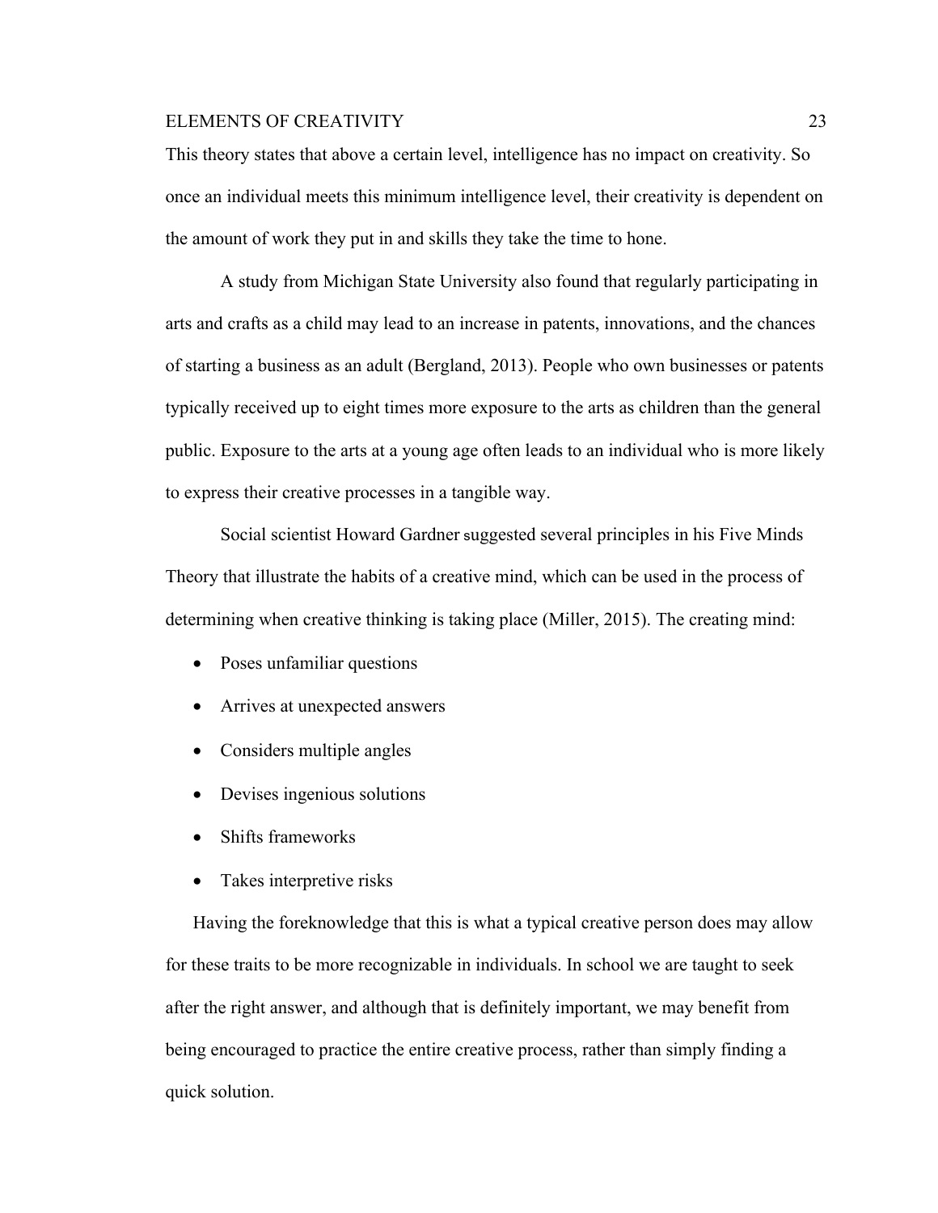This theory states that above a certain level, intelligence has no impact on creativity. So once an individual meets this minimum intelligence level, their creativity is dependent on the amount of work they put in and skills they take the time to hone.

A study from Michigan State University also found that regularly participating in arts and crafts as a child may lead to an increase in patents, innovations, and the chances of starting a business as an adult (Bergland, 2013). People who own businesses or patents typically received up to eight times more exposure to the arts as children than the general public. Exposure to the arts at a young age often leads to an individual who is more likely to express their creative processes in a tangible way.

Social scientist Howard Gardner suggested several principles in his Five Minds Theory that illustrate the habits of a creative mind, which can be used in the process of determining when creative thinking is taking place (Miller, 2015). The creating mind:

- Poses unfamiliar questions
- Arrives at unexpected answers
- Considers multiple angles
- Devises ingenious solutions
- Shifts frameworks
- Takes interpretive risks

Having the foreknowledge that this is what a typical creative person does may allow for these traits to be more recognizable in individuals. In school we are taught to seek after the right answer, and although that is definitely important, we may benefit from being encouraged to practice the entire creative process, rather than simply finding a quick solution.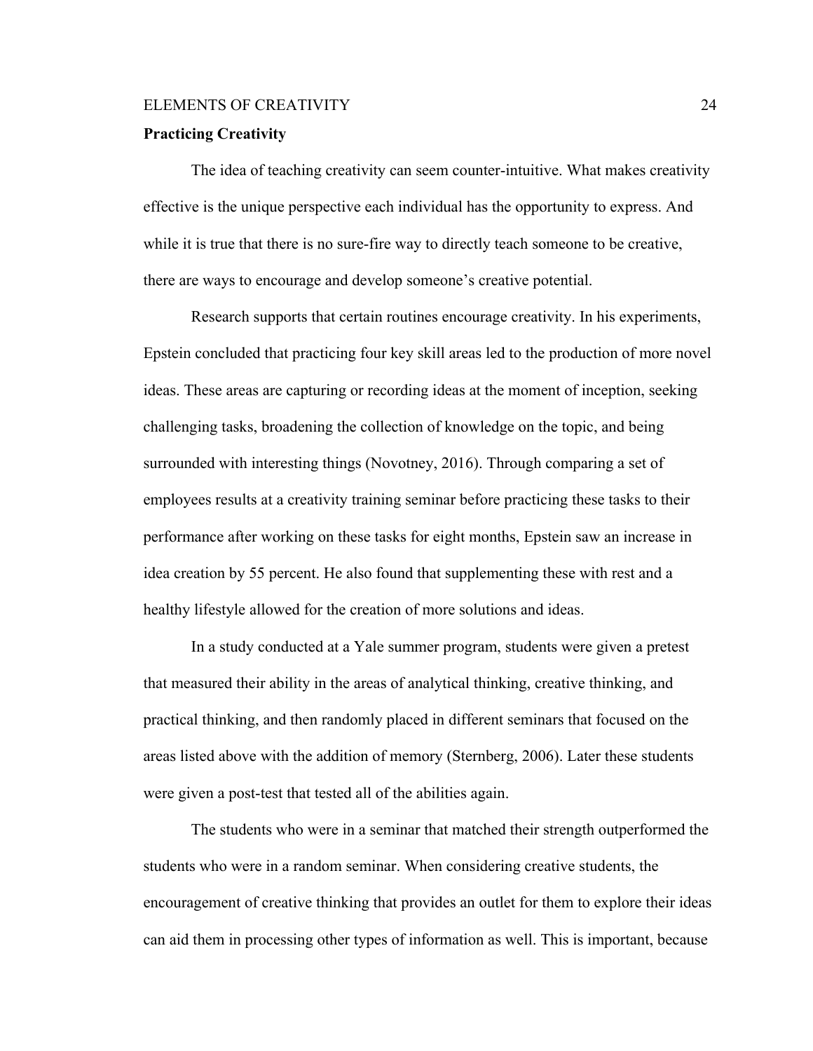**Practicing Creativity**

The idea of teaching creativity can seem counter-intuitive. What makes creativity effective is the unique perspective each individual has the opportunity to express. And while it is true that there is no sure-fire way to directly teach someone to be creative, there are ways to encourage and develop someone's creative potential.

Research supports that certain routines encourage creativity. In his experiments, Epstein concluded that practicing four key skill areas led to the production of more novel ideas. These areas are capturing or recording ideas at the moment of inception, seeking challenging tasks, broadening the collection of knowledge on the topic, and being surrounded with interesting things (Novotney, 2016). Through comparing a set of employees results at a creativity training seminar before practicing these tasks to their performance after working on these tasks for eight months, Epstein saw an increase in idea creation by 55 percent. He also found that supplementing these with rest and a healthy lifestyle allowed for the creation of more solutions and ideas.

In a study conducted at a Yale summer program, students were given a pretest that measured their ability in the areas of analytical thinking, creative thinking, and practical thinking, and then randomly placed in different seminars that focused on the areas listed above with the addition of memory (Sternberg, 2006). Later these students were given a post-test that tested all of the abilities again.

The students who were in a seminar that matched their strength outperformed the students who were in a random seminar. When considering creative students, the encouragement of creative thinking that provides an outlet for them to explore their ideas can aid them in processing other types of information as well. This is important, because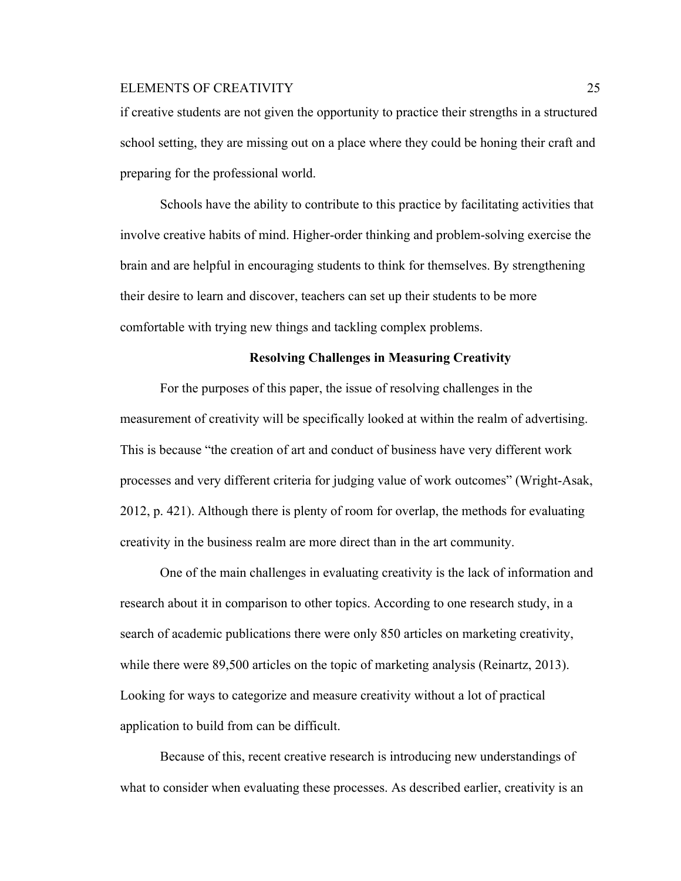if creative students are not given the opportunity to practice their strengths in a structured school setting, they are missing out on a place where they could be honing their craft and preparing for the professional world.

Schools have the ability to contribute to this practice by facilitating activities that involve creative habits of mind. Higher-order thinking and problem-solving exercise the brain and are helpful in encouraging students to think for themselves. By strengthening their desire to learn and discover, teachers can set up their students to be more comfortable with trying new things and tackling complex problems.

## Resolving Challenges in Measuring Creativity

For the purposes of this paper, the issue of resolving challenges in the measurement of creativity will be specifically looked at within the realm of advertising. This is because "the creation of art and conduct of business have very different work processes and very different criteria for judging value of work outcomes" (Wright-Asak, 2012, p. 421). Although there is plenty of room for overlap, the methods for evaluating creativity in the business realm are more direct than in the art community.

One of the main challenges in evaluating creativity is the lack of information and research about it in comparison to other topics. According to one research study, in a search of academic publications there were only 850 articles on marketing creativity, while there were 89,500 articles on the topic of marketing analysis (Reinartz, 2013). Looking for ways to categorize and measure creativity without a lot of practical application to build from can be difficult.

Because of this, recent creative research is introducing new understandings of what to consider when evaluating these processes. As described earlier, creativity is an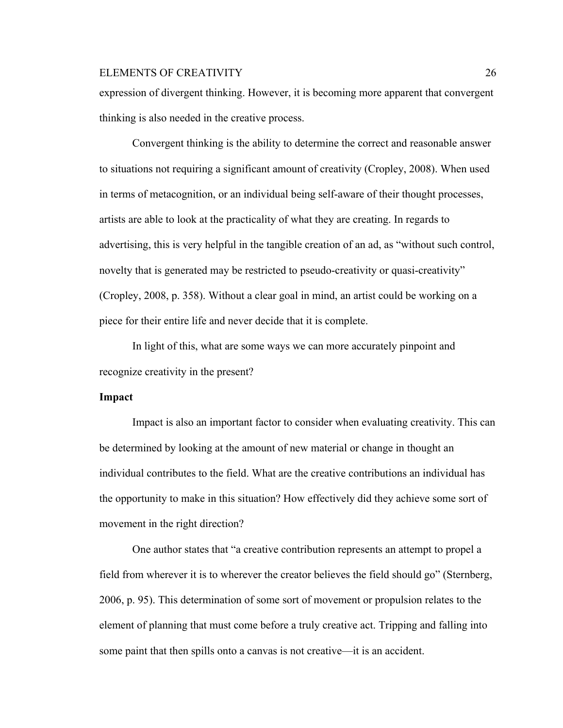expression of divergent thinking. However, it is becoming more apparent that convergent thinking is also needed in the creative process.

Convergent thinking is the ability to determine the correct and reasonable answer to situations not requiring a significant amount of creativity (Cropley, 2008). When used in terms of metacognition, or an individual being self-aware of their thought processes, artists are able to look at the practicality of what they are creating. In regards to advertising, this is very helpful in the tangible creation of an ad, as "without such control, novelty that is generated may be restricted to pseudo-creativity or quasi-creativity" (Cropley, 2008, p. 358). Without a clear goal in mind, an artist could be working on a piece for their entire life and never decide that it is complete.

In light of this, what are some ways we can more accurately pinpoint and recognize creativity in the present?

**Impact**

Impact is also an important factor to consider when evaluating creativity. This can be determined by looking at the amount of new material or change in thought an individual contributes to the field. What are the creative contributions an individual has the opportunity to make in this situation? How effectively did they achieve some sort of movement in the right direction?

One author states that "a creative contribution represents an attempt to propel a field from wherever it is to wherever the creator believes the field should go" (Sternberg, 2006, p. 95). This determination of some sort of movement or propulsion relates to the element of planning that must come before a truly creative act. Tripping and falling into some paint that then spills onto a canvas is not creative—it is an accident.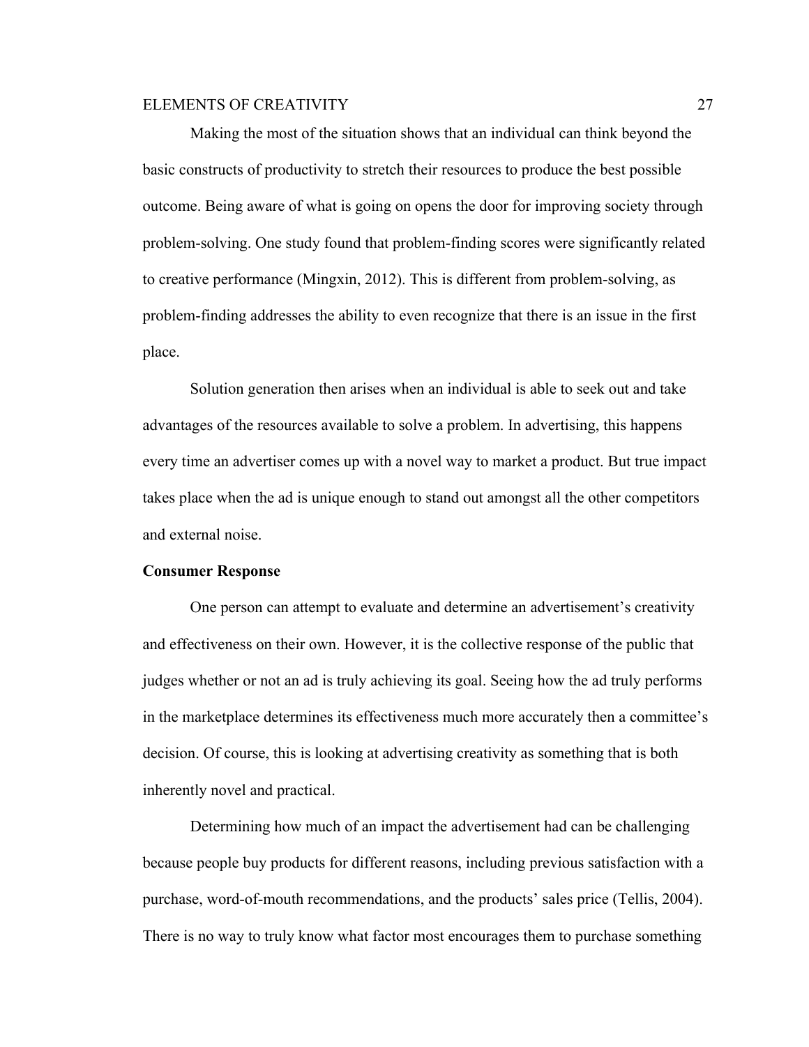Making the most of the situation shows that an individual can think beyond the basic constructs of productivity to stretch their resources to produce the best possible outcome. Being aware of what is going on opens the door for improving society through problem-solving. One study found that problem-finding scores were significantly related to creative performance (Mingxin, 2012). This is different from problem-solving, as problem-finding addresses the ability to even recognize that there is an issue in the first place.

Solution generation then arises when an individual is able to seek out and take advantages of the resources available to solve a problem. In advertising, this happens every time an advertiser comes up with a novel way to market a product. But true impact takes place when the ad is unique enough to stand out amongst all the other competitors and external noise.

**Consumer Response**

One person can attempt to evaluate and determine an advertisement's creativity and effectiveness on their own. However, it is the collective response of the public that judges whether or not an ad is truly achieving its goal. Seeing how the ad truly performs in the marketplace determines its effectiveness much more accurately then a committee's decision. Of course, this is looking at advertising creativity as something that is both inherently novel and practical.

Determining how much of an impact the advertisement had can be challenging because people buy products for different reasons, including previous satisfaction with a purchase, word-of-mouth recommendations, and the products' sales price (Tellis, 2004). There is no way to truly know what factor most encourages them to purchase something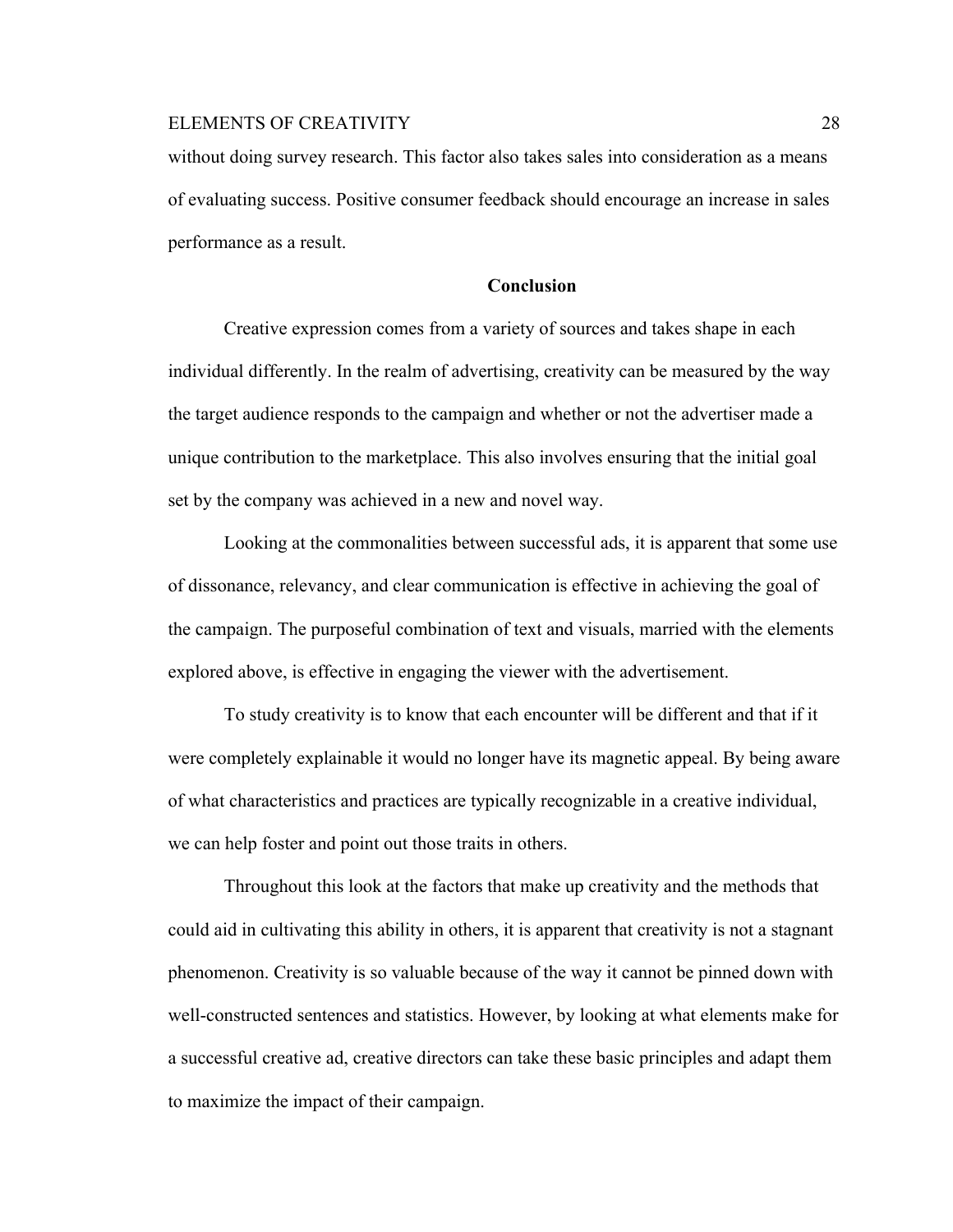without doing survey research. This factor also takes sales into consideration as a means of evaluating success. Positive consumer feedback should encourage an increase in sales performance as a result.

## Conclusion

Creative expression comes from a variety of sources and takes shape in each individual differently. In the realm of advertising, creativity can be measured by the way the target audience responds to the campaign and whether or not the advertiser made a unique contribution to the marketplace. This also involves ensuring that the initial goal set by the company was achieved in a new and novel way.

Looking at the commonalities between successful ads, it is apparent that some use of dissonance, relevancy, and clear communication is effective in achieving the goal of the campaign. The purposeful combination of text and visuals, married with the elements explored above, is effective in engaging the viewer with the advertisement.

To study creativity is to know that each encounter will be different and that if it were completely explainable it would no longer have its magnetic appeal. By being aware of what characteristics and practices are typically recognizable in a creative individual, we can help foster and point out those traits in others.

Throughout this look at the factors that make up creativity and the methods that could aid in cultivating this ability in others, it is apparent that creativity is not a stagnant phenomenon. Creativity is so valuable because of the way it cannot be pinned down with well-constructed sentences and statistics. However, by looking at what elements make for a successful creative ad, creative directors can take these basic principles and adapt them to maximize the impact of their campaign.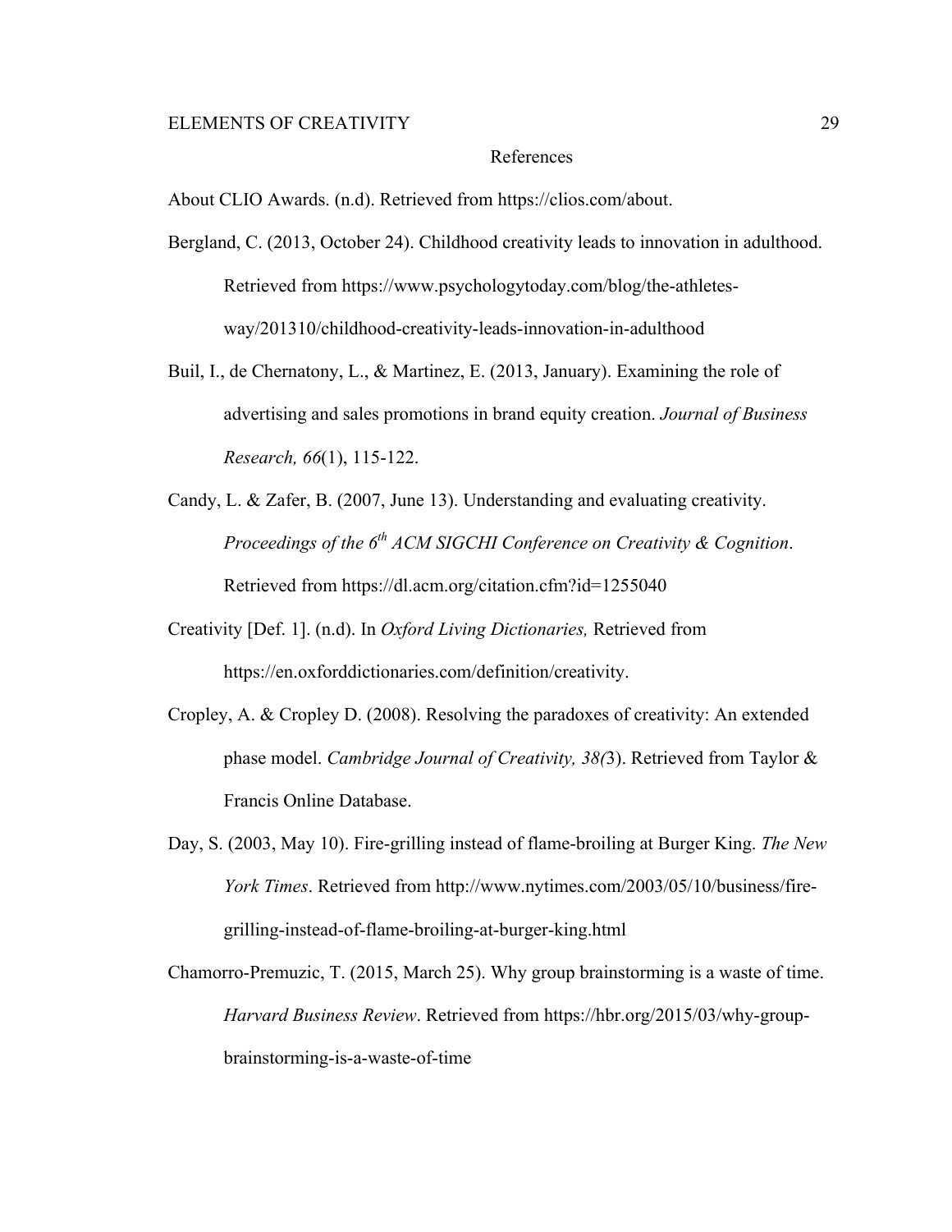# References

About CLIO Awards. (n.d). Retrieved from https://clios.com/about.

Bergland, C. (2013, October 24). Childhood creativity leads to innovation in adulthood. Retrieved from https://www.psychologytoday.com/blog/the-athletes-way/201310/childhood-creativity-leads-innovation-in-adulthood

Buil, I., de Chernatony, L., & Martinez, E. (2013, January). Examining the role of advertising and sales promotions in brand equity creation. *Journal of Business Research, 66*(1), 115-122.

Candy, L. & Zafer, B. (2007, June 13). Understanding and evaluating creativity. *Proceedings of the 6th ACM SIGCHI Conference on Creativity & Cognition*. Retrieved from https://dl.acm.org/citation.cfm?id=1255040

Creativity [Def. 1]. (n.d). In *Oxford Living Dictionaries,* Retrieved from https://en.oxforddictionaries.com/definition/creativity.

Cropley, A. & Cropley D. (2008). Resolving the paradoxes of creativity: An extended phase model. *Cambridge Journal of Creativity, 38(*3). Retrieved from Taylor & Francis Online Database.

Day, S. (2003, May 10). Fire-grilling instead of flame-broiling at Burger King. *The New York Times*. Retrieved from http://www.nytimes.com/2003/05/10/business/fire-grilling-instead-of-flame-broiling-at-burger-king.html

Chamorro-Premuzic, T. (2015, March 25). Why group brainstorming is a waste of time. *Harvard Business Review*. Retrieved from https://hbr.org/2015/03/why-group-brainstorming-is-a-waste-of-time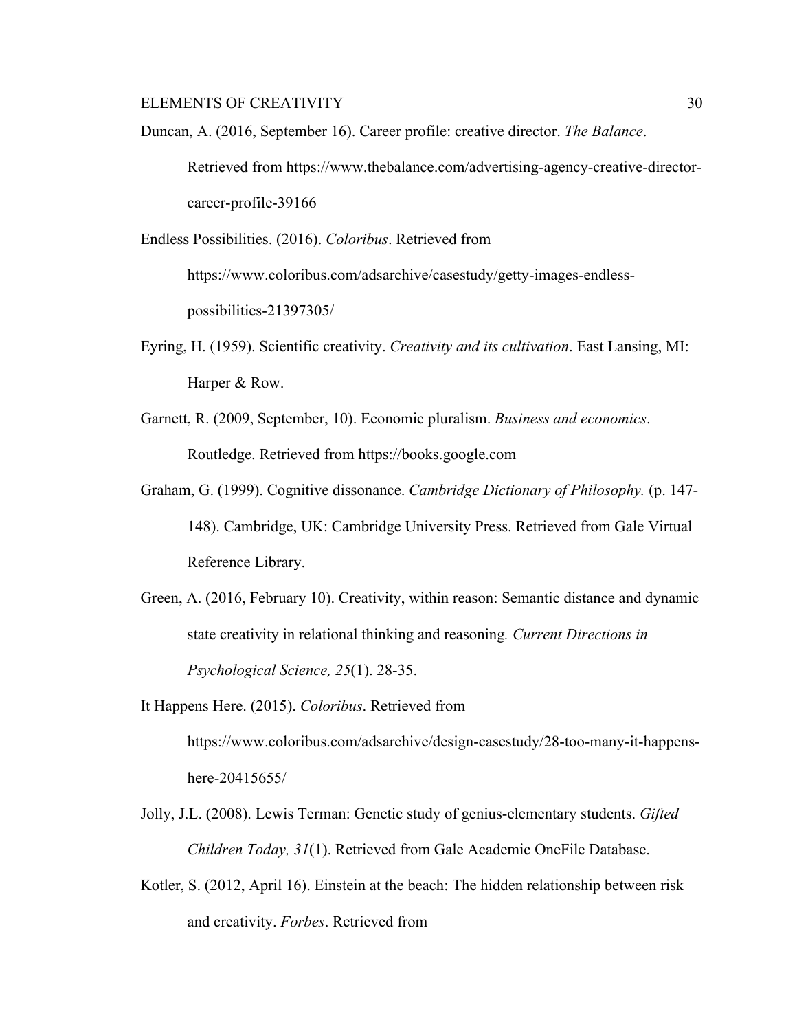Duncan, A. (2016, September 16). Career profile: creative director. *The Balance*. Retrieved from https://www.thebalance.com/advertising-agency-creative-director-career-profile-39166

Endless Possibilities. (2016). *Coloribus*. Retrieved from https://www.coloribus.com/adsarchive/casestudy/getty-images-endless-possibilities-21397305/

Eyring, H. (1959). Scientific creativity. *Creativity and its cultivation*. East Lansing, MI: Harper & Row.

Garnett, R. (2009, September, 10). Economic pluralism. *Business and economics*. Routledge. Retrieved from https://books.google.com

Graham, G. (1999). Cognitive dissonance. *Cambridge Dictionary of Philosophy.* (p. 147-148). Cambridge, UK: Cambridge University Press. Retrieved from Gale Virtual Reference Library.

Green, A. (2016, February 10). Creativity, within reason: Semantic distance and dynamic state creativity in relational thinking and reasoning*. Current Directions in Psychological Science, 25*(1). 28-35.

It Happens Here. (2015). *Coloribus*. Retrieved from https://www.coloribus.com/adsarchive/design-casestudy/28-too-many-it-happens-here-20415655/

Jolly, J.L. (2008). Lewis Terman: Genetic study of genius-elementary students. *Gifted Children Today, 31*(1). Retrieved from Gale Academic OneFile Database.

Kotler, S. (2012, April 16). Einstein at the beach: The hidden relationship between risk and creativity. *Forbes*. Retrieved from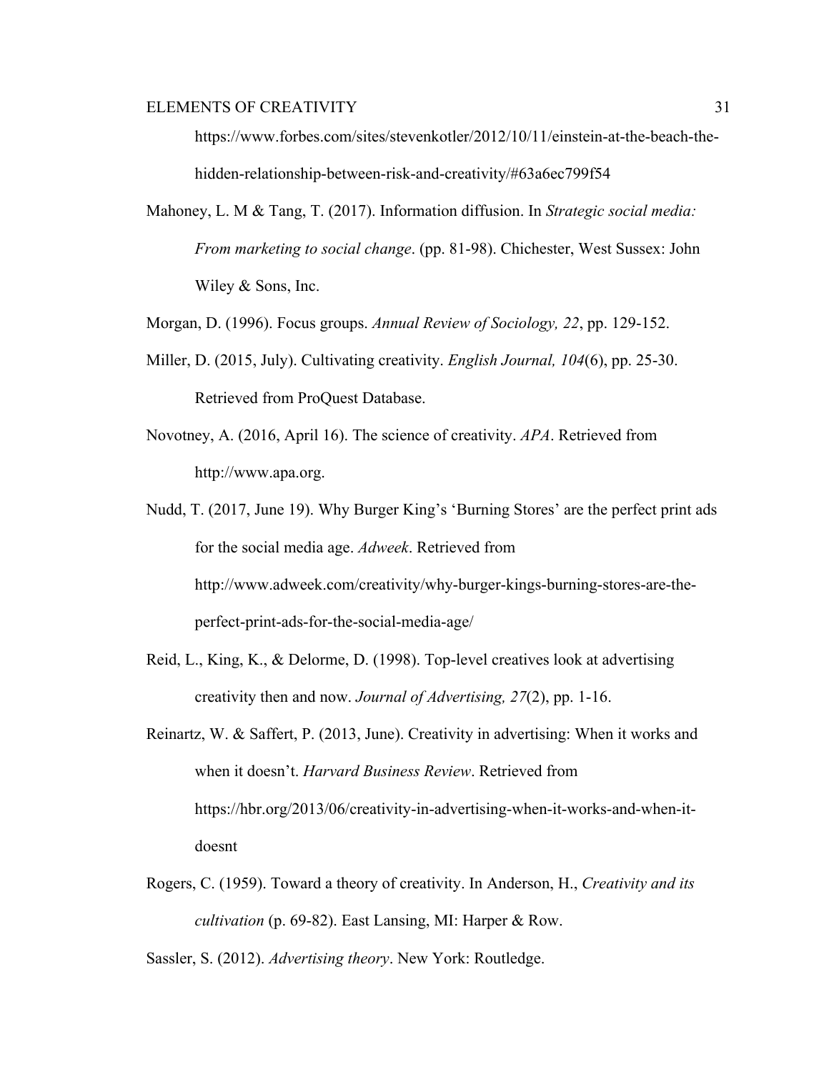https://www.forbes.com/sites/stevenkotler/2012/10/11/einstein-at-the-beach-the-hidden-relationship-between-risk-and-creativity/#63a6ec799f54

Mahoney, L. M & Tang, T. (2017). Information diffusion. In *Strategic social media: From marketing to social change*. (pp. 81-98). Chichester, West Sussex: John Wiley & Sons, Inc.

Morgan, D. (1996). Focus groups. *Annual Review of Sociology, 22*, pp. 129-152.

Miller, D. (2015, July). Cultivating creativity. *English Journal, 104*(6), pp. 25-30. Retrieved from ProQuest Database.

Novotney, A. (2016, April 16). The science of creativity. *APA*. Retrieved from http://www.apa.org.

Nudd, T. (2017, June 19). Why Burger King's 'Burning Stores' are the perfect print ads for the social media age. *Adweek*. Retrieved from http://www.adweek.com/creativity/why-burger-kings-burning-stores-are-the-perfect-print-ads-for-the-social-media-age/

Reid, L., King, K., & Delorme, D. (1998). Top-level creatives look at advertising creativity then and now. *Journal of Advertising, 27*(2), pp. 1-16.

Reinartz, W. & Saffert, P. (2013, June). Creativity in advertising: When it works and when it doesn't. *Harvard Business Review*. Retrieved from https://hbr.org/2013/06/creativity-in-advertising-when-it-works-and-when-it-doesnt

Rogers, C. (1959). Toward a theory of creativity. In Anderson, H., *Creativity and its cultivation* (p. 69-82). East Lansing, MI: Harper & Row.

Sassler, S. (2012). *Advertising theory*. New York: Routledge.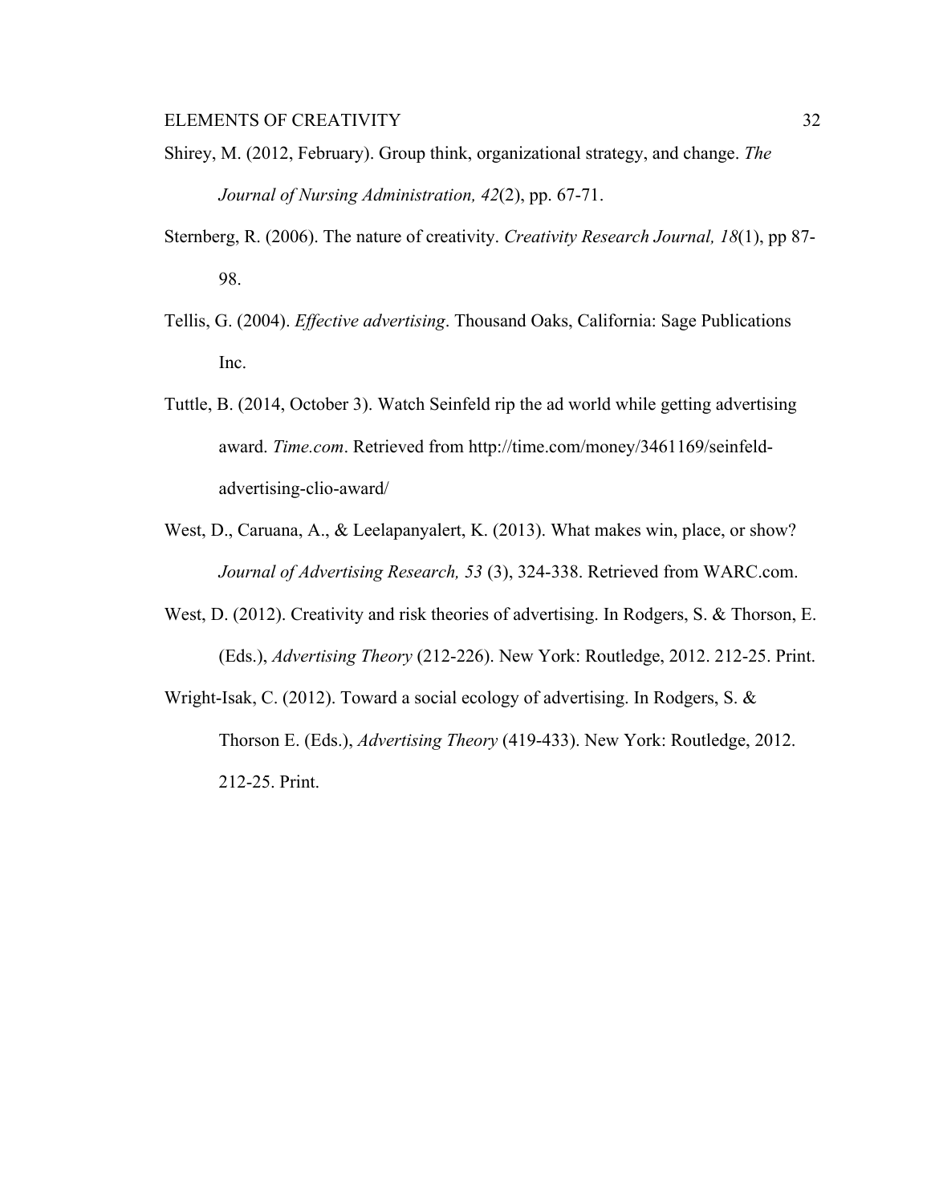Shirey, M. (2012, February). Group think, organizational strategy, and change. *The Journal of Nursing Administration, 42*(2), pp. 67-71.

Sternberg, R. (2006). The nature of creativity. *Creativity Research Journal, 18*(1), pp 87-98.

Tellis, G. (2004). *Effective advertising*. Thousand Oaks, California: Sage Publications Inc.

Tuttle, B. (2014, October 3). Watch Seinfeld rip the ad world while getting advertising award. *Time.com*. Retrieved from http://time.com/money/3461169/seinfeld-advertising-clio-award/

West, D., Caruana, A., & Leelapanyalert, K. (2013). What makes win, place, or show? *Journal of Advertising Research, 53* (3), 324-338. Retrieved from WARC.com.

West, D. (2012). Creativity and risk theories of advertising. In Rodgers, S. & Thorson, E. (Eds.), *Advertising Theory* (212-226). New York: Routledge, 2012. 212-25. Print.

Wright-Isak, C. (2012). Toward a social ecology of advertising. In Rodgers, S. & Thorson E. (Eds.), *Advertising Theory* (419-433). New York: Routledge, 2012. 212-25. Print.